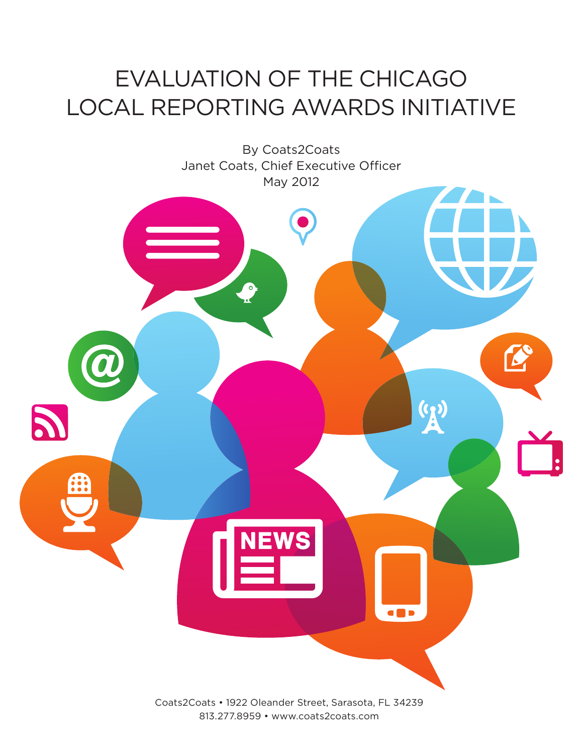# EVALUATION OF THE CHICAGO LOCAL REPORTING AWARDS INITIATIVE

By Coats2Coats
Janet Coats, Chief Executive Officer
May 2012

Coats2Coats • 1922 Oleander Street, Sarasota, FL 34239
813.277.8959 • www.coats2coats.com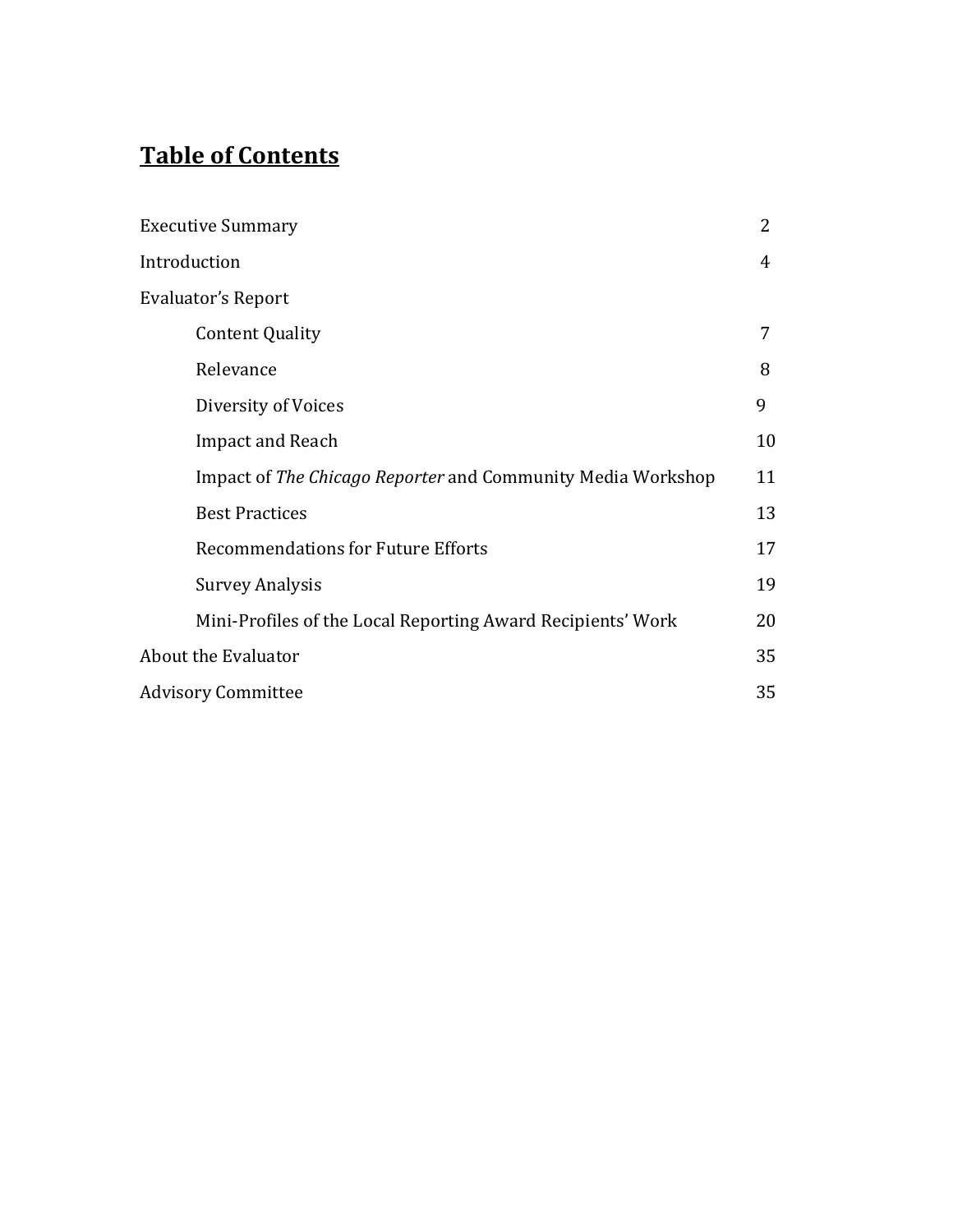# Table of Contents

| | |
|---|---|
| Executive Summary | 2 |
| Introduction | 4 |
| Evaluator's Report | |
| Content Quality | 7 |
| Relevance | 8 |
| Diversity of Voices | 9 |
| Impact and Reach | 10 |
| Impact of *The Chicago Reporter* and Community Media Workshop | 11 |
| Best Practices | 13 |
| Recommendations for Future Efforts | 17 |
| Survey Analysis | 19 |
| Mini-Profiles of the Local Reporting Award Recipients' Work | 20 |
| About the Evaluator | 35 |
| Advisory Committee | 35 |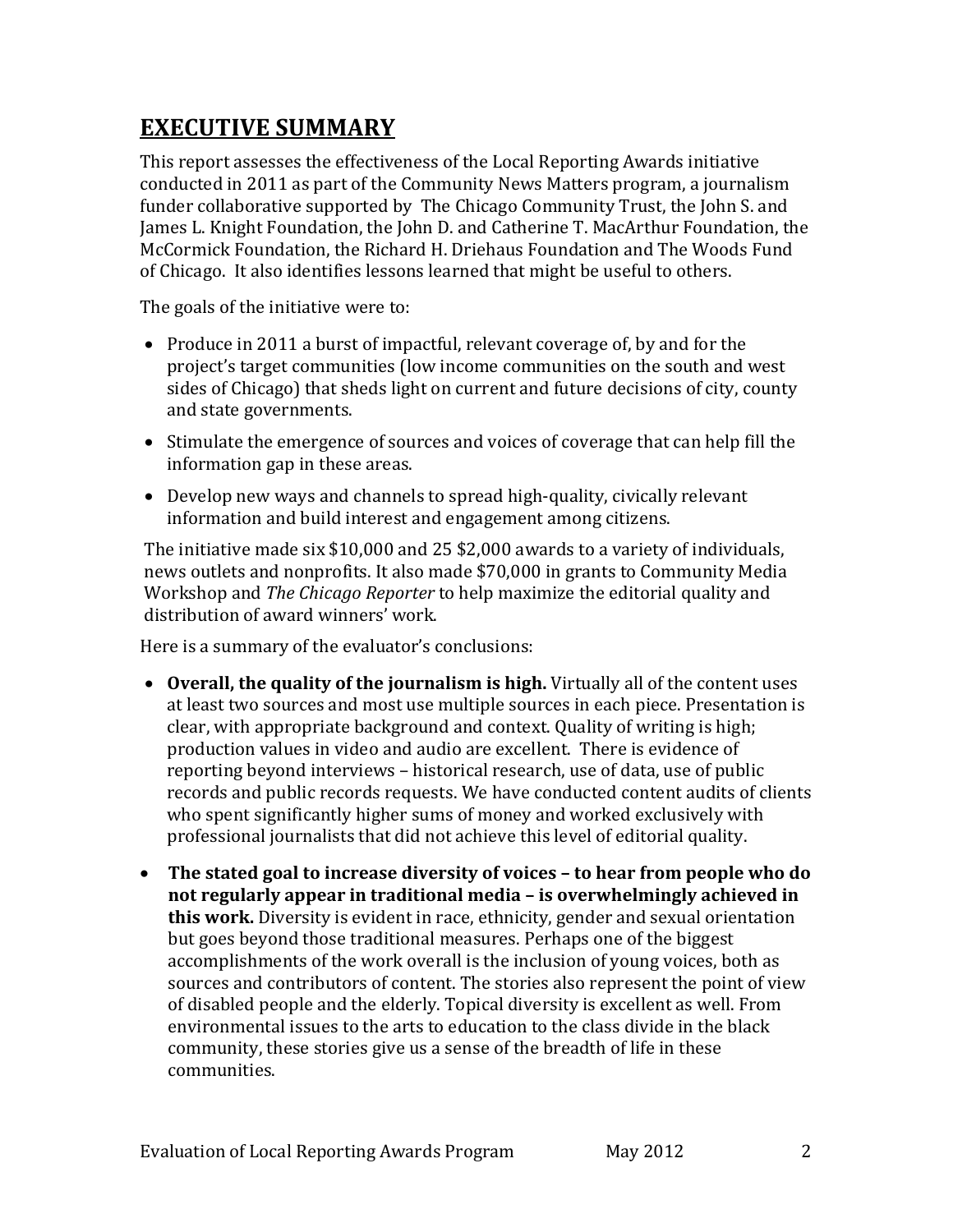## EXECUTIVE SUMMARY

This report assesses the effectiveness of the Local Reporting Awards initiative conducted in 2011 as part of the Community News Matters program, a journalism funder collaborative supported by The Chicago Community Trust, the John S. and James L. Knight Foundation, the John D. and Catherine T. MacArthur Foundation, the McCormick Foundation, the Richard H. Driehaus Foundation and The Woods Fund of Chicago. It also identifies lessons learned that might be useful to others.

The goals of the initiative were to:

- Produce in 2011 a burst of impactful, relevant coverage of, by and for the project's target communities (low income communities on the south and west sides of Chicago) that sheds light on current and future decisions of city, county and state governments.
- Stimulate the emergence of sources and voices of coverage that can help fill the information gap in these areas.
- Develop new ways and channels to spread high-quality, civically relevant information and build interest and engagement among citizens.

The initiative made six $10,000 and 25 $2,000 awards to a variety of individuals, news outlets and nonprofits. It also made $70,000 in grants to Community Media Workshop and *The Chicago Reporter* to help maximize the editorial quality and distribution of award winners' work.

Here is a summary of the evaluator's conclusions:

- **Overall, the quality of the journalism is high.** Virtually all of the content uses at least two sources and most use multiple sources in each piece. Presentation is clear, with appropriate background and context. Quality of writing is high; production values in video and audio are excellent. There is evidence of reporting beyond interviews – historical research, use of data, use of public records and public records requests. We have conducted content audits of clients who spent significantly higher sums of money and worked exclusively with professional journalists that did not achieve this level of editorial quality.
- **The stated goal to increase diversity of voices – to hear from people who do not regularly appear in traditional media – is overwhelmingly achieved in this work.** Diversity is evident in race, ethnicity, gender and sexual orientation but goes beyond those traditional measures. Perhaps one of the biggest accomplishments of the work overall is the inclusion of young voices, both as sources and contributors of content. The stories also represent the point of view of disabled people and the elderly. Topical diversity is excellent as well. From environmental issues to the arts to education to the class divide in the black community, these stories give us a sense of the breadth of life in these communities.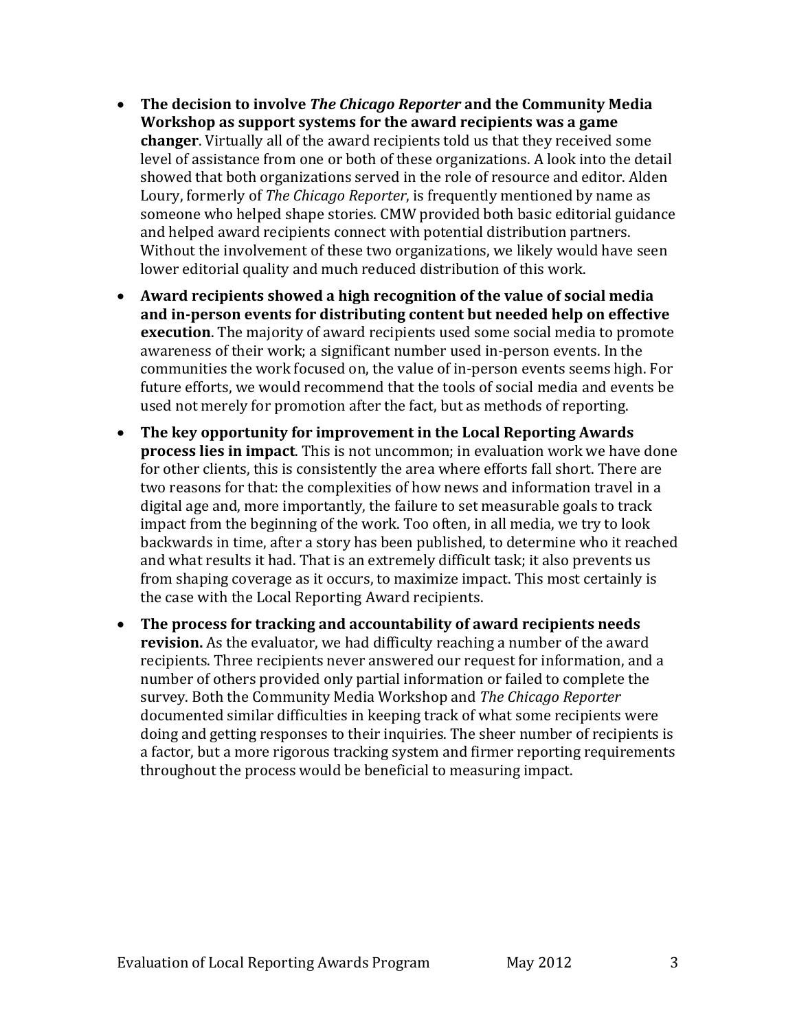- **The decision to involve *The Chicago Reporter* and the Community Media Workshop as support systems for the award recipients was a game changer**. Virtually all of the award recipients told us that they received some level of assistance from one or both of these organizations. A look into the detail showed that both organizations served in the role of resource and editor. Alden Loury, formerly of *The Chicago Reporter*, is frequently mentioned by name as someone who helped shape stories. CMW provided both basic editorial guidance and helped award recipients connect with potential distribution partners. Without the involvement of these two organizations, we likely would have seen lower editorial quality and much reduced distribution of this work.

- **Award recipients showed a high recognition of the value of social media and in-person events for distributing content but needed help on effective execution**. The majority of award recipients used some social media to promote awareness of their work; a significant number used in-person events. In the communities the work focused on, the value of in-person events seems high. For future efforts, we would recommend that the tools of social media and events be used not merely for promotion after the fact, but as methods of reporting.

- **The key opportunity for improvement in the Local Reporting Awards process lies in impact**. This is not uncommon; in evaluation work we have done for other clients, this is consistently the area where efforts fall short. There are two reasons for that: the complexities of how news and information travel in a digital age and, more importantly, the failure to set measurable goals to track impact from the beginning of the work. Too often, in all media, we try to look backwards in time, after a story has been published, to determine who it reached and what results it had. That is an extremely difficult task; it also prevents us from shaping coverage as it occurs, to maximize impact. This most certainly is the case with the Local Reporting Award recipients.

- **The process for tracking and accountability of award recipients needs revision.** As the evaluator, we had difficulty reaching a number of the award recipients. Three recipients never answered our request for information, and a number of others provided only partial information or failed to complete the survey. Both the Community Media Workshop and *The Chicago Reporter* documented similar difficulties in keeping track of what some recipients were doing and getting responses to their inquiries. The sheer number of recipients is a factor, but a more rigorous tracking system and firmer reporting requirements throughout the process would be beneficial to measuring impact.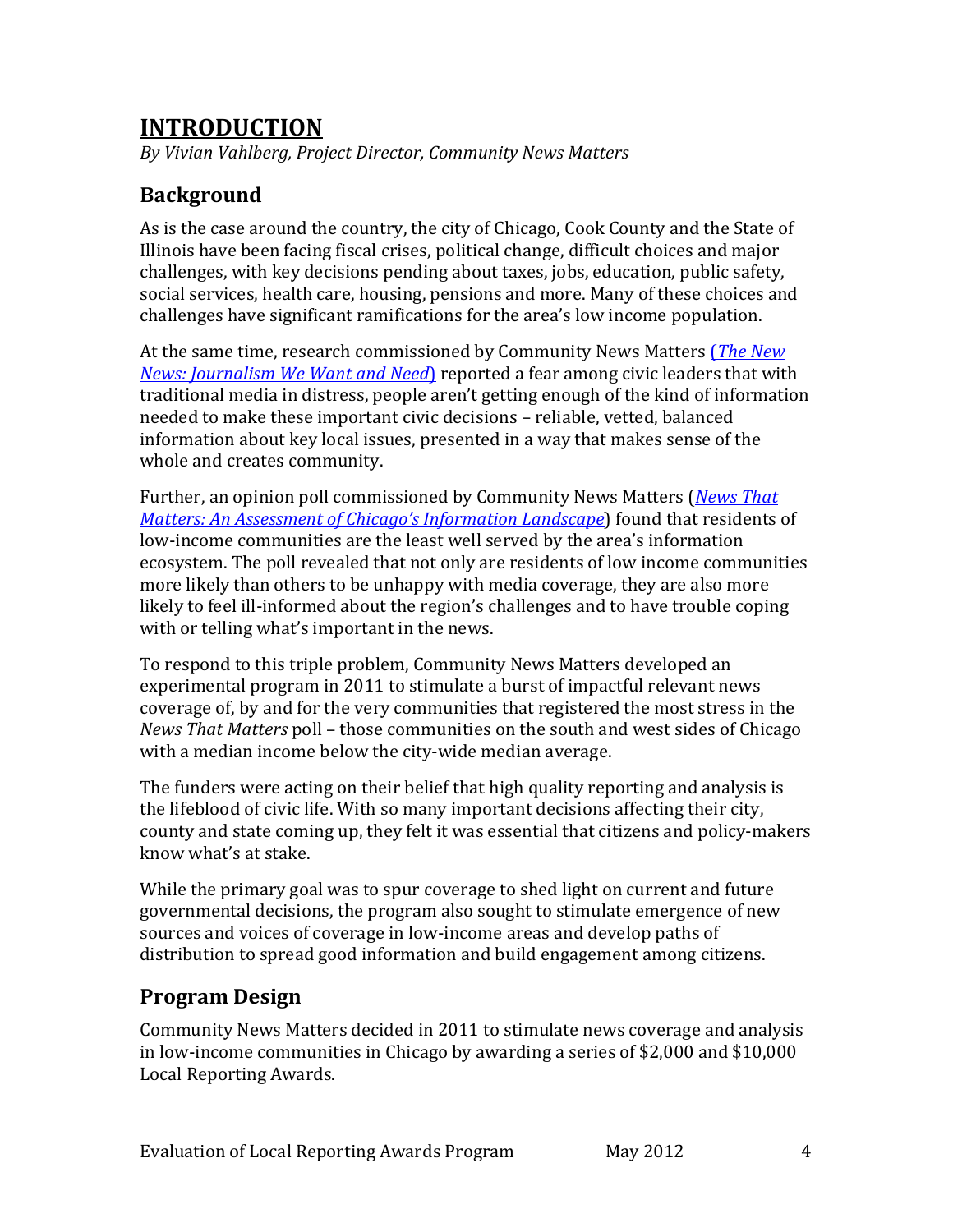# INTRODUCTION

*By Vivian Vahlberg, Project Director, Community News Matters*

## Background

As is the case around the country, the city of Chicago, Cook County and the State of Illinois have been facing fiscal crises, political change, difficult choices and major challenges, with key decisions pending about taxes, jobs, education, public safety, social services, health care, housing, pensions and more. Many of these choices and challenges have significant ramifications for the area's low income population.

At the same time, research commissioned by Community News Matters (*The New News: Journalism We Want and Need*) reported a fear among civic leaders that with traditional media in distress, people aren't getting enough of the kind of information needed to make these important civic decisions – reliable, vetted, balanced information about key local issues, presented in a way that makes sense of the whole and creates community.

Further, an opinion poll commissioned by Community News Matters (*News That Matters: An Assessment of Chicago's Information Landscape*) found that residents of low-income communities are the least well served by the area's information ecosystem. The poll revealed that not only are residents of low income communities more likely than others to be unhappy with media coverage, they are also more likely to feel ill-informed about the region's challenges and to have trouble coping with or telling what's important in the news.

To respond to this triple problem, Community News Matters developed an experimental program in 2011 to stimulate a burst of impactful relevant news coverage of, by and for the very communities that registered the most stress in the *News That Matters* poll – those communities on the south and west sides of Chicago with a median income below the city-wide median average.

The funders were acting on their belief that high quality reporting and analysis is the lifeblood of civic life. With so many important decisions affecting their city, county and state coming up, they felt it was essential that citizens and policy-makers know what's at stake.

While the primary goal was to spur coverage to shed light on current and future governmental decisions, the program also sought to stimulate emergence of new sources and voices of coverage in low-income areas and develop paths of distribution to spread good information and build engagement among citizens.

## Program Design

Community News Matters decided in 2011 to stimulate news coverage and analysis in low-income communities in Chicago by awarding a series of $2,000 and $10,000 Local Reporting Awards.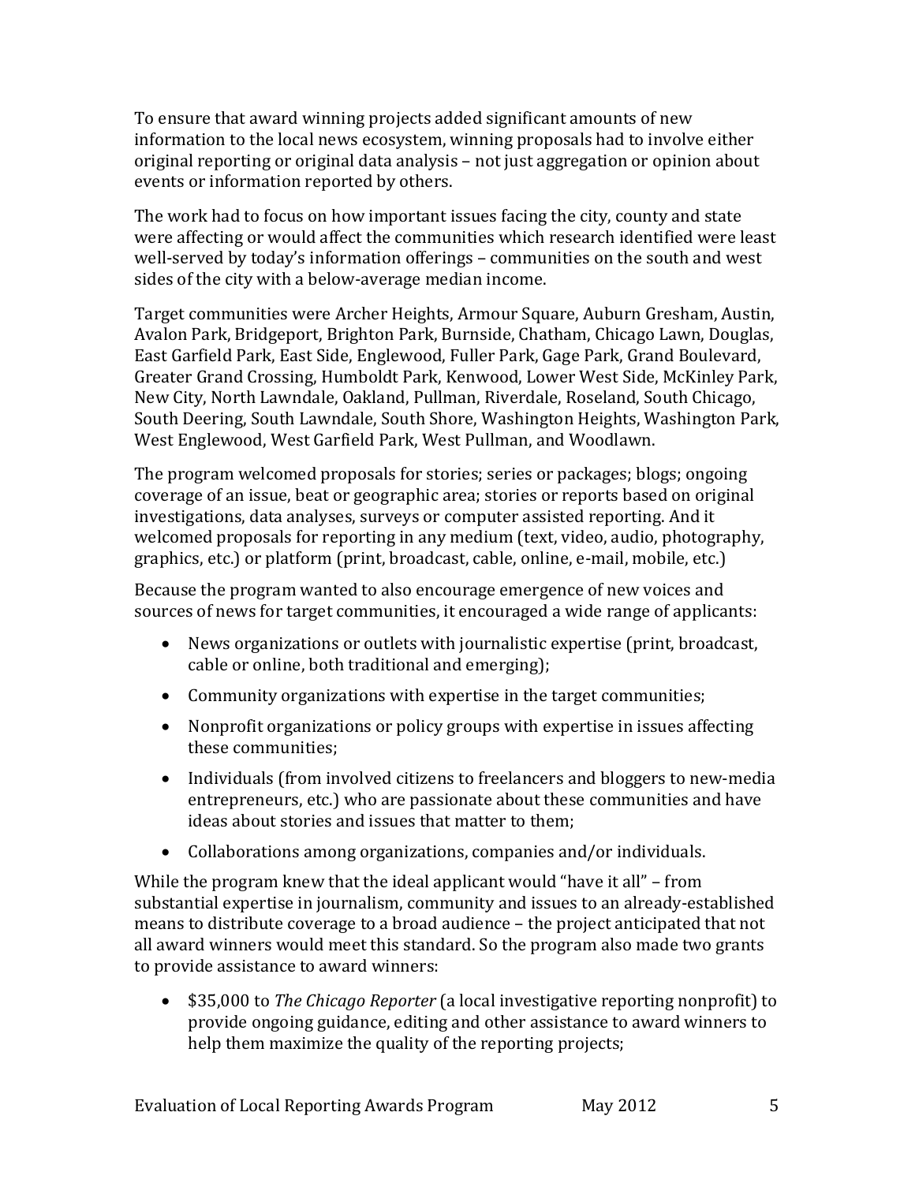To ensure that award winning projects added significant amounts of new information to the local news ecosystem, winning proposals had to involve either original reporting or original data analysis – not just aggregation or opinion about events or information reported by others.

The work had to focus on how important issues facing the city, county and state were affecting or would affect the communities which research identified were least well-served by today's information offerings – communities on the south and west sides of the city with a below-average median income.

Target communities were Archer Heights, Armour Square, Auburn Gresham, Austin, Avalon Park, Bridgeport, Brighton Park, Burnside, Chatham, Chicago Lawn, Douglas, East Garfield Park, East Side, Englewood, Fuller Park, Gage Park, Grand Boulevard, Greater Grand Crossing, Humboldt Park, Kenwood, Lower West Side, McKinley Park, New City, North Lawndale, Oakland, Pullman, Riverdale, Roseland, South Chicago, South Deering, South Lawndale, South Shore, Washington Heights, Washington Park, West Englewood, West Garfield Park, West Pullman, and Woodlawn.

The program welcomed proposals for stories; series or packages; blogs; ongoing coverage of an issue, beat or geographic area; stories or reports based on original investigations, data analyses, surveys or computer assisted reporting. And it welcomed proposals for reporting in any medium (text, video, audio, photography, graphics, etc.) or platform (print, broadcast, cable, online, e-mail, mobile, etc.)

Because the program wanted to also encourage emergence of new voices and sources of news for target communities, it encouraged a wide range of applicants:

- News organizations or outlets with journalistic expertise (print, broadcast, cable or online, both traditional and emerging);
- Community organizations with expertise in the target communities;
- Nonprofit organizations or policy groups with expertise in issues affecting these communities;
- Individuals (from involved citizens to freelancers and bloggers to new-media entrepreneurs, etc.) who are passionate about these communities and have ideas about stories and issues that matter to them;
- Collaborations among organizations, companies and/or individuals.

While the program knew that the ideal applicant would "have it all" – from substantial expertise in journalism, community and issues to an already-established means to distribute coverage to a broad audience – the project anticipated that not all award winners would meet this standard. So the program also made two grants to provide assistance to award winners:

- \$35,000 to *The Chicago Reporter* (a local investigative reporting nonprofit) to provide ongoing guidance, editing and other assistance to award winners to help them maximize the quality of the reporting projects;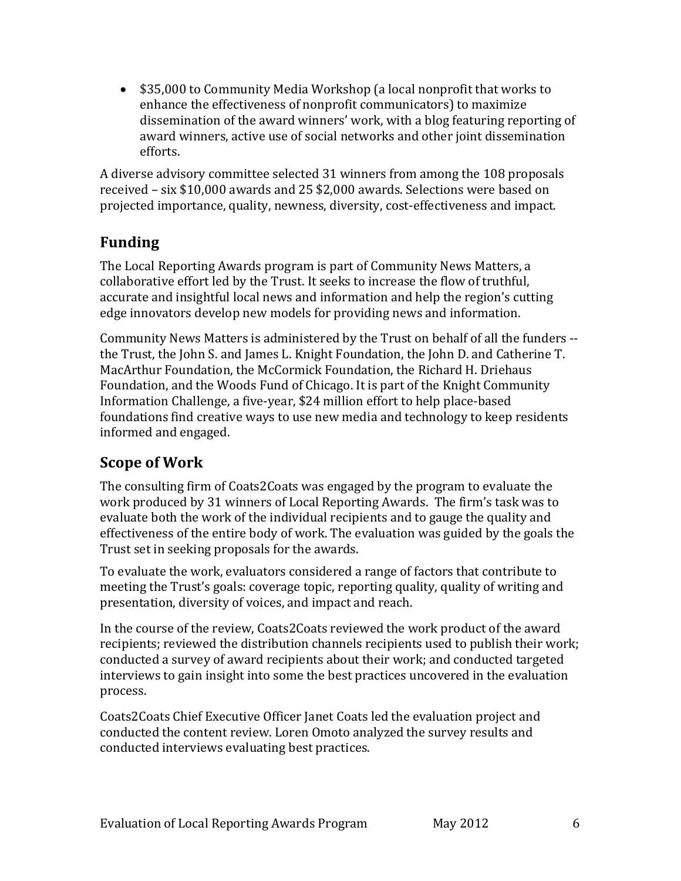- $35,000 to Community Media Workshop (a local nonprofit that works to enhance the effectiveness of nonprofit communicators) to maximize dissemination of the award winners' work, with a blog featuring reporting of award winners, active use of social networks and other joint dissemination efforts.

A diverse advisory committee selected 31 winners from among the 108 proposals received – six $10,000 awards and 25 $2,000 awards. Selections were based on projected importance, quality, newness, diversity, cost-effectiveness and impact.

## Funding

The Local Reporting Awards program is part of Community News Matters, a collaborative effort led by the Trust. It seeks to increase the flow of truthful, accurate and insightful local news and information and help the region's cutting edge innovators develop new models for providing news and information.

Community News Matters is administered by the Trust on behalf of all the funders -- the Trust, the John S. and James L. Knight Foundation, the John D. and Catherine T. MacArthur Foundation, the McCormick Foundation, the Richard H. Driehaus Foundation, and the Woods Fund of Chicago. It is part of the Knight Community Information Challenge, a five-year, $24 million effort to help place-based foundations find creative ways to use new media and technology to keep residents informed and engaged.

## Scope of Work

The consulting firm of Coats2Coats was engaged by the program to evaluate the work produced by 31 winners of Local Reporting Awards. The firm's task was to evaluate both the work of the individual recipients and to gauge the quality and effectiveness of the entire body of work. The evaluation was guided by the goals the Trust set in seeking proposals for the awards.

To evaluate the work, evaluators considered a range of factors that contribute to meeting the Trust's goals: coverage topic, reporting quality, quality of writing and presentation, diversity of voices, and impact and reach.

In the course of the review, Coats2Coats reviewed the work product of the award recipients; reviewed the distribution channels recipients used to publish their work; conducted a survey of award recipients about their work; and conducted targeted interviews to gain insight into some the best practices uncovered in the evaluation process.

Coats2Coats Chief Executive Officer Janet Coats led the evaluation project and conducted the content review. Loren Omoto analyzed the survey results and conducted interviews evaluating best practices.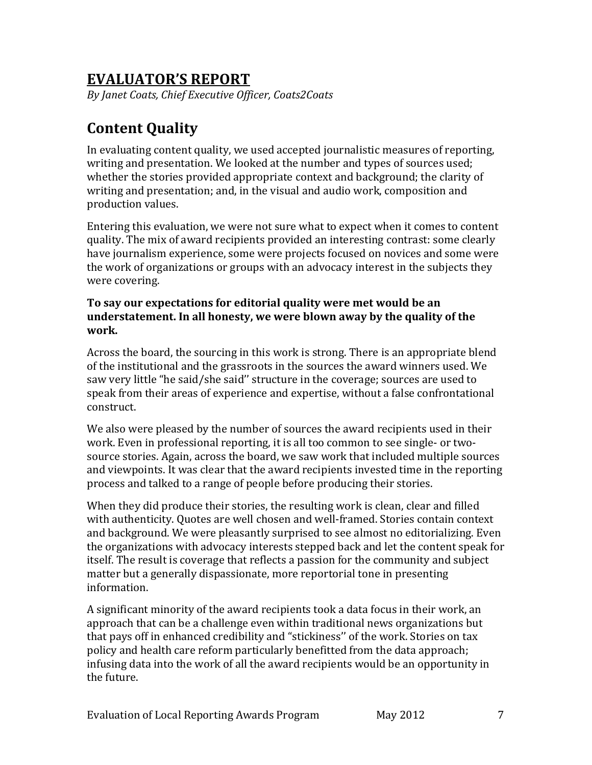# EVALUATOR'S REPORT

*By Janet Coats, Chief Executive Officer, Coats2Coats*

## Content Quality

In evaluating content quality, we used accepted journalistic measures of reporting, writing and presentation. We looked at the number and types of sources used; whether the stories provided appropriate context and background; the clarity of writing and presentation; and, in the visual and audio work, composition and production values.

Entering this evaluation, we were not sure what to expect when it comes to content quality. The mix of award recipients provided an interesting contrast: some clearly have journalism experience, some were projects focused on novices and some were the work of organizations or groups with an advocacy interest in the subjects they were covering.

**To say our expectations for editorial quality were met would be an understatement. In all honesty, we were blown away by the quality of the work.**

Across the board, the sourcing in this work is strong. There is an appropriate blend of the institutional and the grassroots in the sources the award winners used. We saw very little "he said/she said'' structure in the coverage; sources are used to speak from their areas of experience and expertise, without a false confrontational construct.

We also were pleased by the number of sources the award recipients used in their work. Even in professional reporting, it is all too common to see single- or two-source stories. Again, across the board, we saw work that included multiple sources and viewpoints. It was clear that the award recipients invested time in the reporting process and talked to a range of people before producing their stories.

When they did produce their stories, the resulting work is clean, clear and filled with authenticity. Quotes are well chosen and well-framed. Stories contain context and background. We were pleasantly surprised to see almost no editorializing. Even the organizations with advocacy interests stepped back and let the content speak for itself. The result is coverage that reflects a passion for the community and subject matter but a generally dispassionate, more reportorial tone in presenting information.

A significant minority of the award recipients took a data focus in their work, an approach that can be a challenge even within traditional news organizations but that pays off in enhanced credibility and "stickiness'' of the work. Stories on tax policy and health care reform particularly benefitted from the data approach; infusing data into the work of all the award recipients would be an opportunity in the future.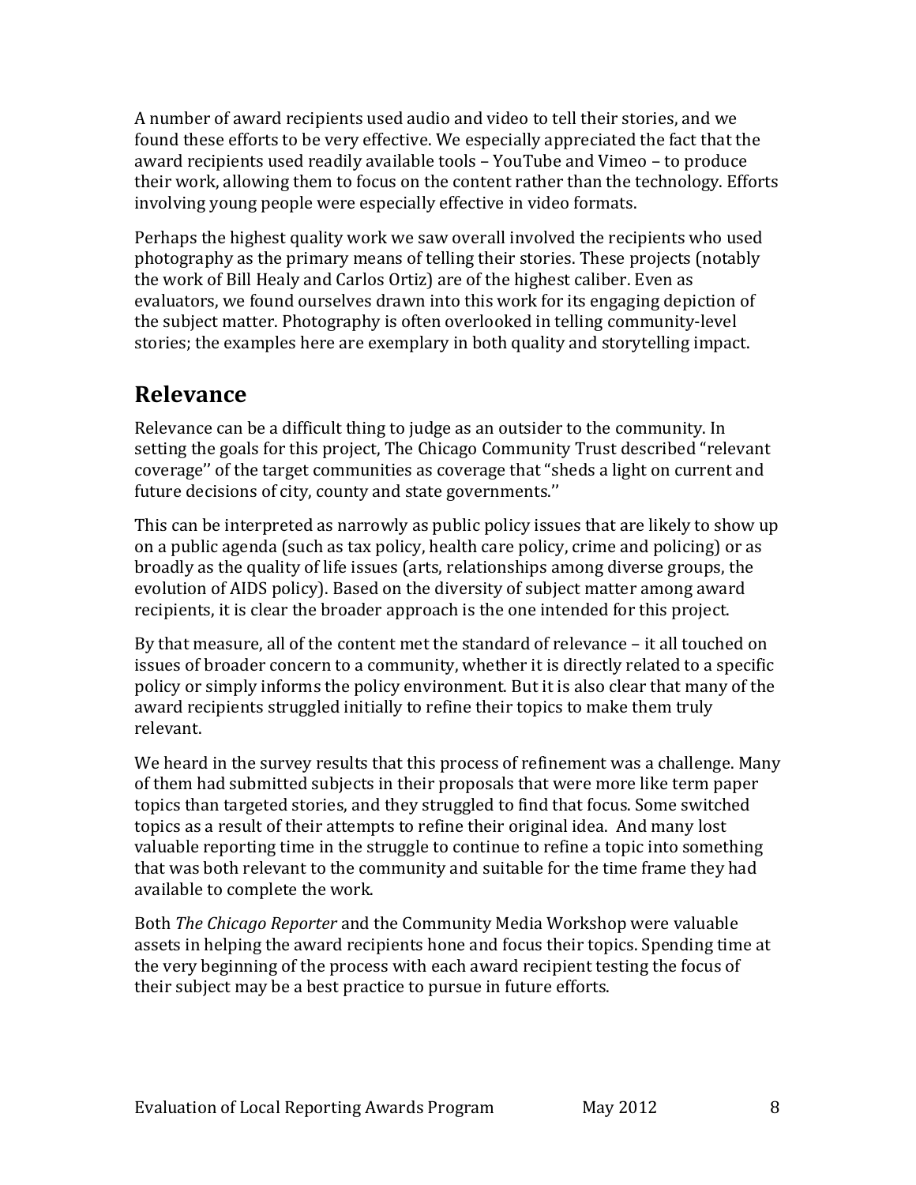A number of award recipients used audio and video to tell their stories, and we found these efforts to be very effective. We especially appreciated the fact that the award recipients used readily available tools – YouTube and Vimeo – to produce their work, allowing them to focus on the content rather than the technology. Efforts involving young people were especially effective in video formats.

Perhaps the highest quality work we saw overall involved the recipients who used photography as the primary means of telling their stories. These projects (notably the work of Bill Healy and Carlos Ortiz) are of the highest caliber. Even as evaluators, we found ourselves drawn into this work for its engaging depiction of the subject matter. Photography is often overlooked in telling community-level stories; the examples here are exemplary in both quality and storytelling impact.

## Relevance

Relevance can be a difficult thing to judge as an outsider to the community. In setting the goals for this project, The Chicago Community Trust described "relevant coverage'' of the target communities as coverage that "sheds a light on current and future decisions of city, county and state governments.''

This can be interpreted as narrowly as public policy issues that are likely to show up on a public agenda (such as tax policy, health care policy, crime and policing) or as broadly as the quality of life issues (arts, relationships among diverse groups, the evolution of AIDS policy). Based on the diversity of subject matter among award recipients, it is clear the broader approach is the one intended for this project.

By that measure, all of the content met the standard of relevance – it all touched on issues of broader concern to a community, whether it is directly related to a specific policy or simply informs the policy environment. But it is also clear that many of the award recipients struggled initially to refine their topics to make them truly relevant.

We heard in the survey results that this process of refinement was a challenge. Many of them had submitted subjects in their proposals that were more like term paper topics than targeted stories, and they struggled to find that focus. Some switched topics as a result of their attempts to refine their original idea. And many lost valuable reporting time in the struggle to continue to refine a topic into something that was both relevant to the community and suitable for the time frame they had available to complete the work.

Both *The Chicago Reporter* and the Community Media Workshop were valuable assets in helping the award recipients hone and focus their topics. Spending time at the very beginning of the process with each award recipient testing the focus of their subject may be a best practice to pursue in future efforts.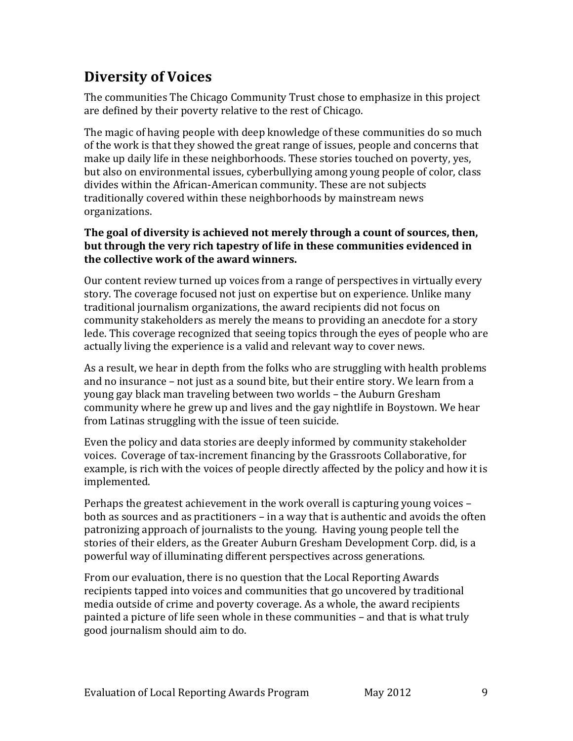## Diversity of Voices

The communities The Chicago Community Trust chose to emphasize in this project are defined by their poverty relative to the rest of Chicago.

The magic of having people with deep knowledge of these communities do so much of the work is that they showed the great range of issues, people and concerns that make up daily life in these neighborhoods. These stories touched on poverty, yes, but also on environmental issues, cyberbullying among young people of color, class divides within the African-American community. These are not subjects traditionally covered within these neighborhoods by mainstream news organizations.

**The goal of diversity is achieved not merely through a count of sources, then, but through the very rich tapestry of life in these communities evidenced in the collective work of the award winners.**

Our content review turned up voices from a range of perspectives in virtually every story. The coverage focused not just on expertise but on experience. Unlike many traditional journalism organizations, the award recipients did not focus on community stakeholders as merely the means to providing an anecdote for a story lede. This coverage recognized that seeing topics through the eyes of people who are actually living the experience is a valid and relevant way to cover news.

As a result, we hear in depth from the folks who are struggling with health problems and no insurance – not just as a sound bite, but their entire story. We learn from a young gay black man traveling between two worlds – the Auburn Gresham community where he grew up and lives and the gay nightlife in Boystown. We hear from Latinas struggling with the issue of teen suicide.

Even the policy and data stories are deeply informed by community stakeholder voices. Coverage of tax-increment financing by the Grassroots Collaborative, for example, is rich with the voices of people directly affected by the policy and how it is implemented.

Perhaps the greatest achievement in the work overall is capturing young voices – both as sources and as practitioners – in a way that is authentic and avoids the often patronizing approach of journalists to the young. Having young people tell the stories of their elders, as the Greater Auburn Gresham Development Corp. did, is a powerful way of illuminating different perspectives across generations.

From our evaluation, there is no question that the Local Reporting Awards recipients tapped into voices and communities that go uncovered by traditional media outside of crime and poverty coverage. As a whole, the award recipients painted a picture of life seen whole in these communities – and that is what truly good journalism should aim to do.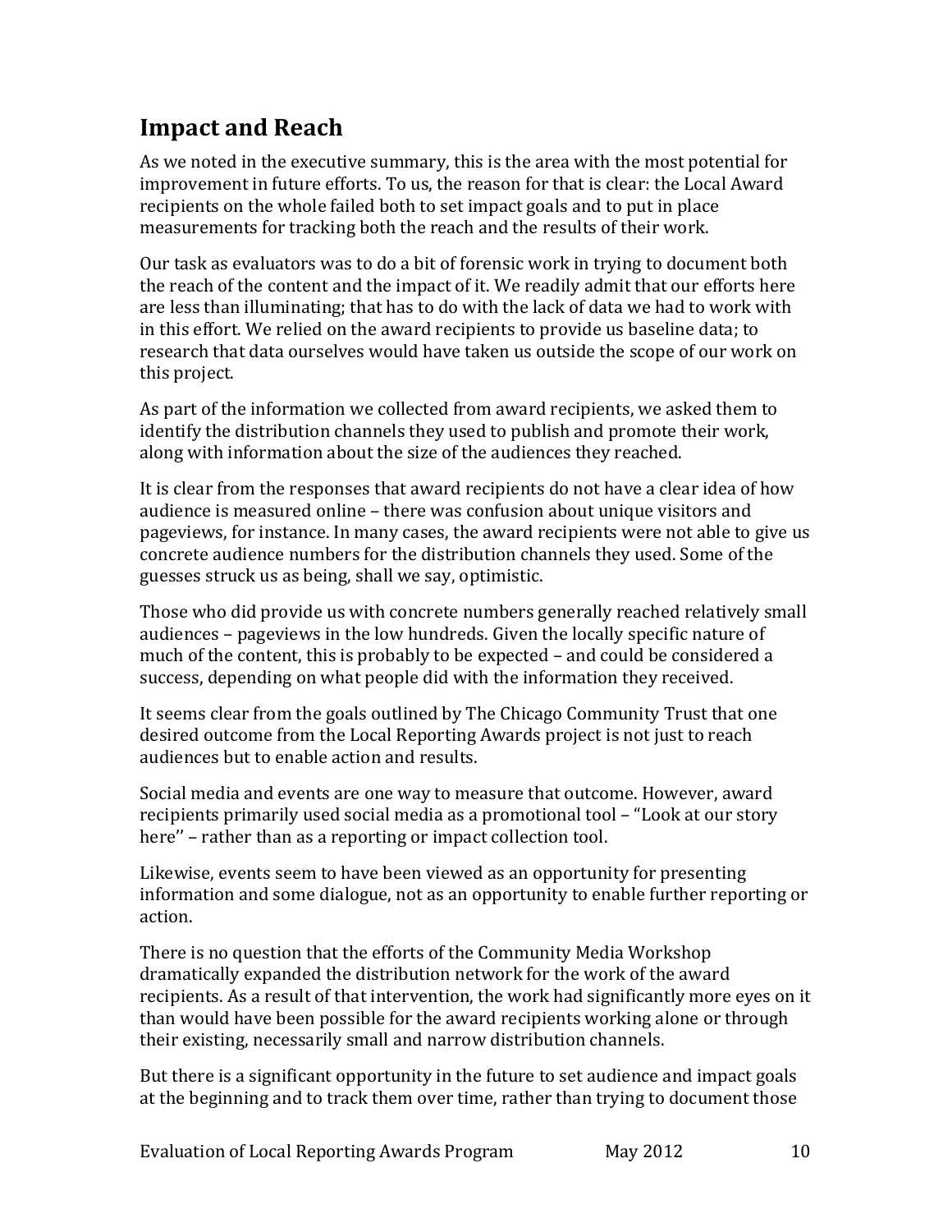## Impact and Reach

As we noted in the executive summary, this is the area with the most potential for improvement in future efforts. To us, the reason for that is clear: the Local Award recipients on the whole failed both to set impact goals and to put in place measurements for tracking both the reach and the results of their work.

Our task as evaluators was to do a bit of forensic work in trying to document both the reach of the content and the impact of it. We readily admit that our efforts here are less than illuminating; that has to do with the lack of data we had to work with in this effort. We relied on the award recipients to provide us baseline data; to research that data ourselves would have taken us outside the scope of our work on this project.

As part of the information we collected from award recipients, we asked them to identify the distribution channels they used to publish and promote their work, along with information about the size of the audiences they reached.

It is clear from the responses that award recipients do not have a clear idea of how audience is measured online – there was confusion about unique visitors and pageviews, for instance. In many cases, the award recipients were not able to give us concrete audience numbers for the distribution channels they used. Some of the guesses struck us as being, shall we say, optimistic.

Those who did provide us with concrete numbers generally reached relatively small audiences – pageviews in the low hundreds. Given the locally specific nature of much of the content, this is probably to be expected – and could be considered a success, depending on what people did with the information they received.

It seems clear from the goals outlined by The Chicago Community Trust that one desired outcome from the Local Reporting Awards project is not just to reach audiences but to enable action and results.

Social media and events are one way to measure that outcome. However, award recipients primarily used social media as a promotional tool – "Look at our story here'' – rather than as a reporting or impact collection tool.

Likewise, events seem to have been viewed as an opportunity for presenting information and some dialogue, not as an opportunity to enable further reporting or action.

There is no question that the efforts of the Community Media Workshop dramatically expanded the distribution network for the work of the award recipients. As a result of that intervention, the work had significantly more eyes on it than would have been possible for the award recipients working alone or through their existing, necessarily small and narrow distribution channels.

But there is a significant opportunity in the future to set audience and impact goals at the beginning and to track them over time, rather than trying to document those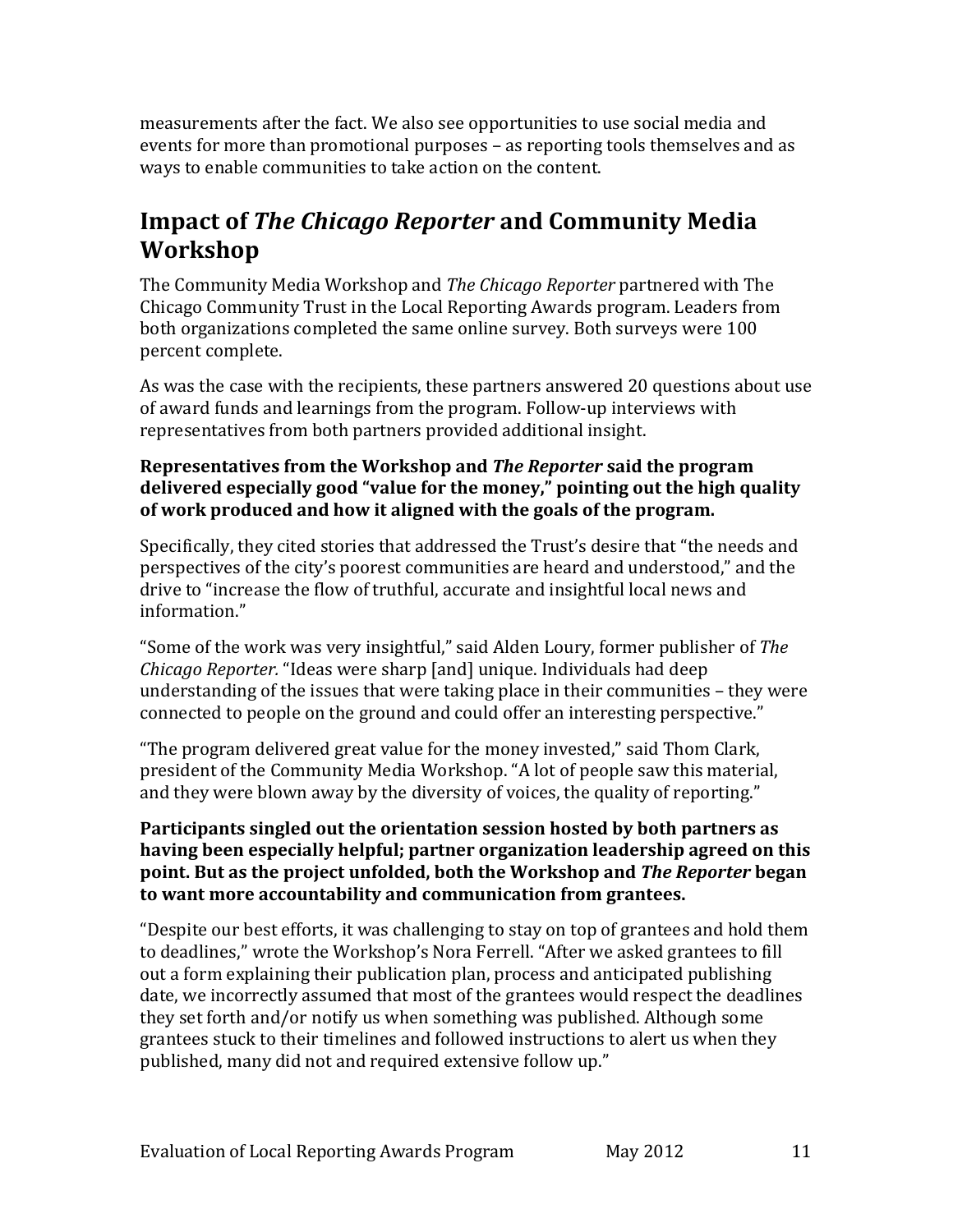measurements after the fact. We also see opportunities to use social media and events for more than promotional purposes – as reporting tools themselves and as ways to enable communities to take action on the content.

## Impact of *The Chicago Reporter* and Community Media Workshop

The Community Media Workshop and *The Chicago Reporter* partnered with The Chicago Community Trust in the Local Reporting Awards program. Leaders from both organizations completed the same online survey. Both surveys were 100 percent complete.

As was the case with the recipients, these partners answered 20 questions about use of award funds and learnings from the program. Follow-up interviews with representatives from both partners provided additional insight.

**Representatives from the Workshop and *The Reporter* said the program delivered especially good "value for the money," pointing out the high quality of work produced and how it aligned with the goals of the program.**

Specifically, they cited stories that addressed the Trust's desire that "the needs and perspectives of the city's poorest communities are heard and understood," and the drive to "increase the flow of truthful, accurate and insightful local news and information."

"Some of the work was very insightful," said Alden Loury, former publisher of *The Chicago Reporter.* "Ideas were sharp [and] unique. Individuals had deep understanding of the issues that were taking place in their communities – they were connected to people on the ground and could offer an interesting perspective."

"The program delivered great value for the money invested," said Thom Clark, president of the Community Media Workshop. "A lot of people saw this material, and they were blown away by the diversity of voices, the quality of reporting."

**Participants singled out the orientation session hosted by both partners as having been especially helpful; partner organization leadership agreed on this point. But as the project unfolded, both the Workshop and *The Reporter* began to want more accountability and communication from grantees.**

"Despite our best efforts, it was challenging to stay on top of grantees and hold them to deadlines," wrote the Workshop's Nora Ferrell. "After we asked grantees to fill out a form explaining their publication plan, process and anticipated publishing date, we incorrectly assumed that most of the grantees would respect the deadlines they set forth and/or notify us when something was published. Although some grantees stuck to their timelines and followed instructions to alert us when they published, many did not and required extensive follow up."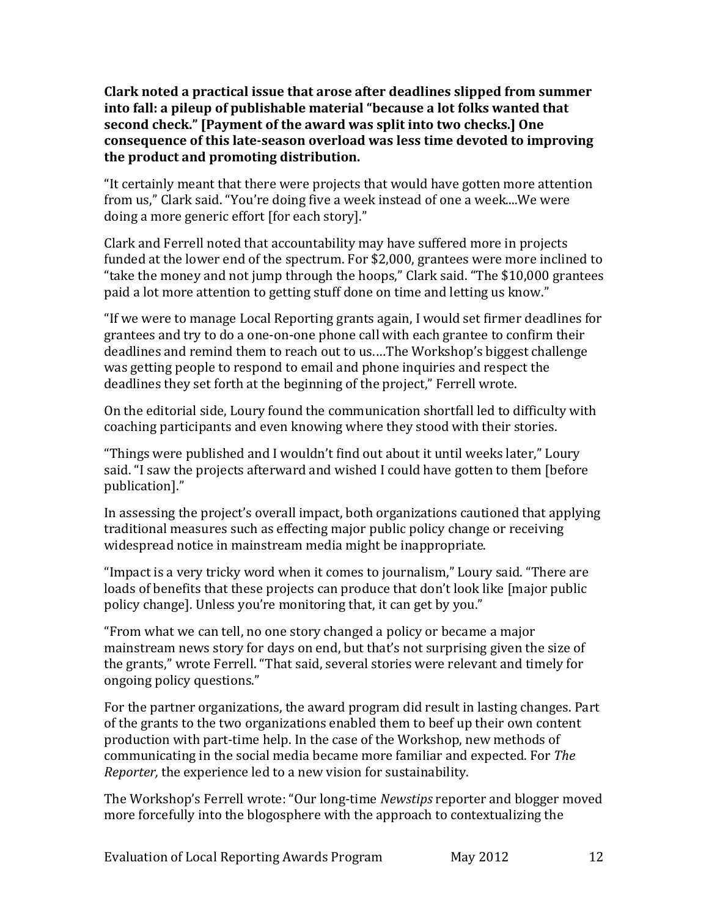**Clark noted a practical issue that arose after deadlines slipped from summer into fall: a pileup of publishable material "because a lot folks wanted that second check." [Payment of the award was split into two checks.] One consequence of this late-season overload was less time devoted to improving the product and promoting distribution.**

"It certainly meant that there were projects that would have gotten more attention from us," Clark said. "You're doing five a week instead of one a week....We were doing a more generic effort [for each story]."

Clark and Ferrell noted that accountability may have suffered more in projects funded at the lower end of the spectrum. For $2,000, grantees were more inclined to "take the money and not jump through the hoops," Clark said. "The $10,000 grantees paid a lot more attention to getting stuff done on time and letting us know."

"If we were to manage Local Reporting grants again, I would set firmer deadlines for grantees and try to do a one-on-one phone call with each grantee to confirm their deadlines and remind them to reach out to us….The Workshop's biggest challenge was getting people to respond to email and phone inquiries and respect the deadlines they set forth at the beginning of the project," Ferrell wrote.

On the editorial side, Loury found the communication shortfall led to difficulty with coaching participants and even knowing where they stood with their stories.

"Things were published and I wouldn't find out about it until weeks later," Loury said. "I saw the projects afterward and wished I could have gotten to them [before publication]."

In assessing the project's overall impact, both organizations cautioned that applying traditional measures such as effecting major public policy change or receiving widespread notice in mainstream media might be inappropriate.

"Impact is a very tricky word when it comes to journalism," Loury said. "There are loads of benefits that these projects can produce that don't look like [major public policy change]. Unless you're monitoring that, it can get by you."

"From what we can tell, no one story changed a policy or became a major mainstream news story for days on end, but that's not surprising given the size of the grants," wrote Ferrell. "That said, several stories were relevant and timely for ongoing policy questions."

For the partner organizations, the award program did result in lasting changes. Part of the grants to the two organizations enabled them to beef up their own content production with part-time help. In the case of the Workshop, new methods of communicating in the social media became more familiar and expected. For *The Reporter,* the experience led to a new vision for sustainability.

The Workshop's Ferrell wrote: "Our long-time *Newstips* reporter and blogger moved more forcefully into the blogosphere with the approach to contextualizing the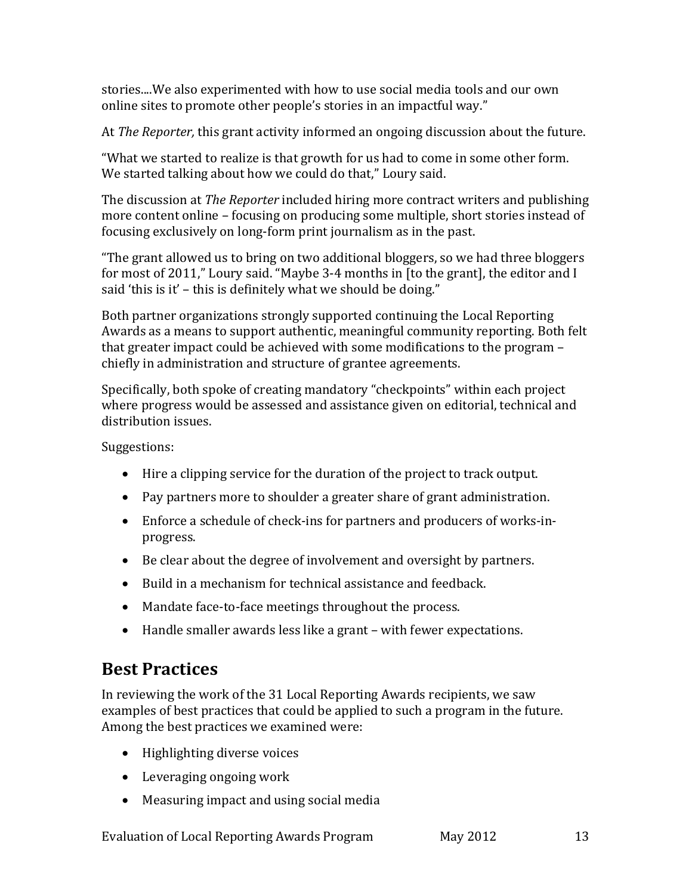stories....We also experimented with how to use social media tools and our own online sites to promote other people's stories in an impactful way."

At *The Reporter,* this grant activity informed an ongoing discussion about the future.

"What we started to realize is that growth for us had to come in some other form. We started talking about how we could do that," Loury said.

The discussion at *The Reporter* included hiring more contract writers and publishing more content online – focusing on producing some multiple, short stories instead of focusing exclusively on long-form print journalism as in the past.

"The grant allowed us to bring on two additional bloggers, so we had three bloggers for most of 2011," Loury said. "Maybe 3-4 months in [to the grant], the editor and I said 'this is it' – this is definitely what we should be doing."

Both partner organizations strongly supported continuing the Local Reporting Awards as a means to support authentic, meaningful community reporting. Both felt that greater impact could be achieved with some modifications to the program – chiefly in administration and structure of grantee agreements.

Specifically, both spoke of creating mandatory "checkpoints" within each project where progress would be assessed and assistance given on editorial, technical and distribution issues.

Suggestions:

- Hire a clipping service for the duration of the project to track output.
- Pay partners more to shoulder a greater share of grant administration.
- Enforce a schedule of check-ins for partners and producers of works-in-progress.
- Be clear about the degree of involvement and oversight by partners.
- Build in a mechanism for technical assistance and feedback.
- Mandate face-to-face meetings throughout the process.
- Handle smaller awards less like a grant – with fewer expectations.

## Best Practices

In reviewing the work of the 31 Local Reporting Awards recipients, we saw examples of best practices that could be applied to such a program in the future. Among the best practices we examined were:

- Highlighting diverse voices
- Leveraging ongoing work
- Measuring impact and using social media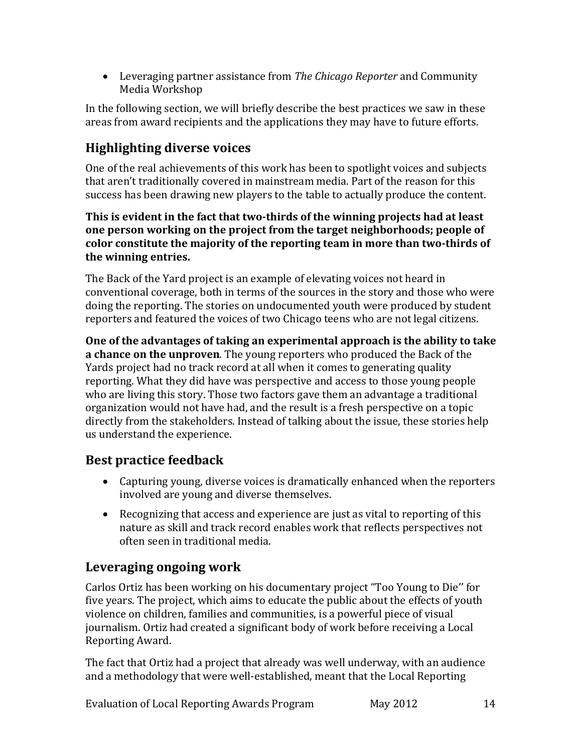- Leveraging partner assistance from *The Chicago Reporter* and Community Media Workshop

In the following section, we will briefly describe the best practices we saw in these areas from award recipients and the applications they may have to future efforts.

## Highlighting diverse voices

One of the real achievements of this work has been to spotlight voices and subjects that aren't traditionally covered in mainstream media. Part of the reason for this success has been drawing new players to the table to actually produce the content.

**This is evident in the fact that two-thirds of the winning projects had at least one person working on the project from the target neighborhoods; people of color constitute the majority of the reporting team in more than two-thirds of the winning entries.**

The Back of the Yard project is an example of elevating voices not heard in conventional coverage, both in terms of the sources in the story and those who were doing the reporting. The stories on undocumented youth were produced by student reporters and featured the voices of two Chicago teens who are not legal citizens.

**One of the advantages of taking an experimental approach is the ability to take a chance on the unproven**. The young reporters who produced the Back of the Yards project had no track record at all when it comes to generating quality reporting. What they did have was perspective and access to those young people who are living this story. Those two factors gave them an advantage a traditional organization would not have had, and the result is a fresh perspective on a topic directly from the stakeholders. Instead of talking about the issue, these stories help us understand the experience.

## Best practice feedback

- Capturing young, diverse voices is dramatically enhanced when the reporters involved are young and diverse themselves.
- Recognizing that access and experience are just as vital to reporting of this nature as skill and track record enables work that reflects perspectives not often seen in traditional media.

## Leveraging ongoing work

Carlos Ortiz has been working on his documentary project "Too Young to Die'' for five years. The project, which aims to educate the public about the effects of youth violence on children, families and communities, is a powerful piece of visual journalism. Ortiz had created a significant body of work before receiving a Local Reporting Award.

The fact that Ortiz had a project that already was well underway, with an audience and a methodology that were well-established, meant that the Local Reporting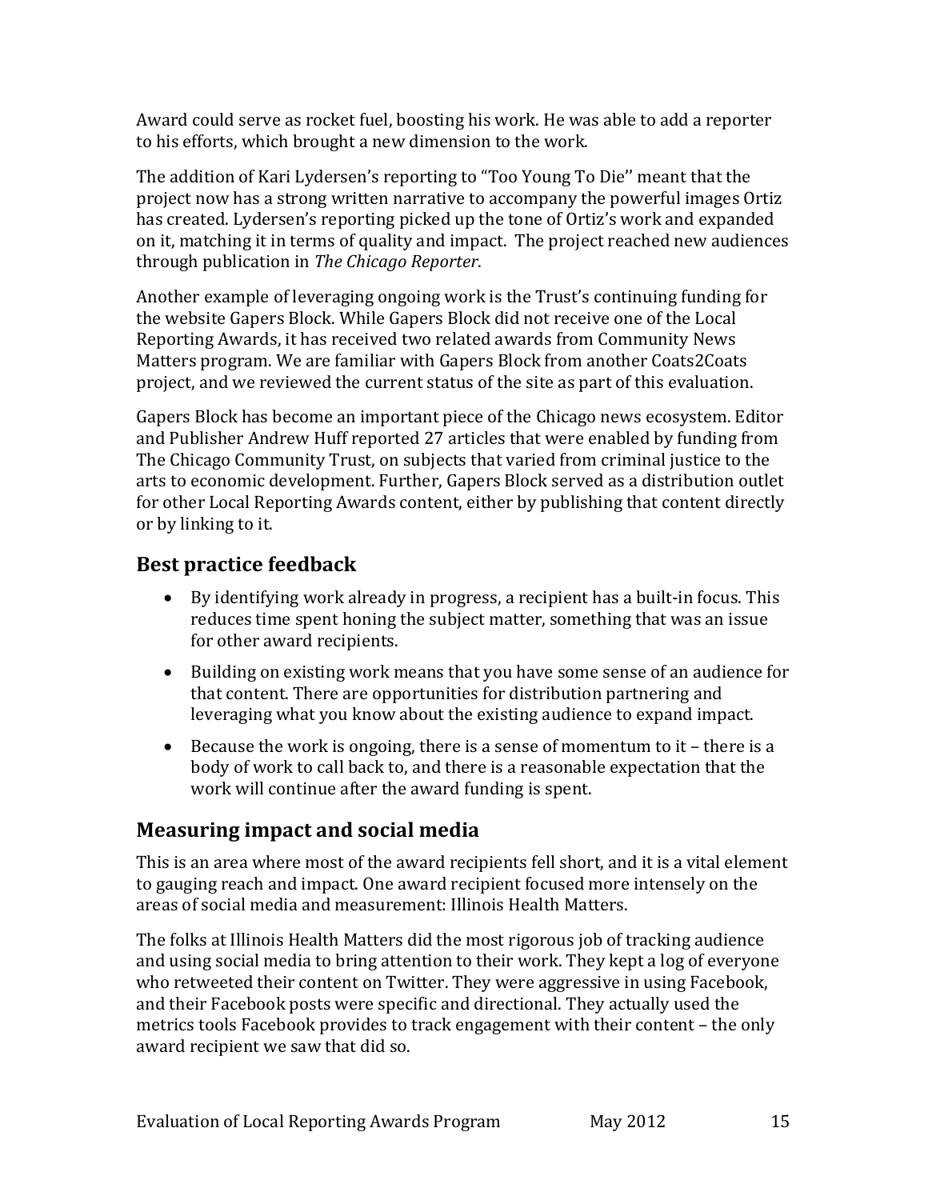Award could serve as rocket fuel, boosting his work. He was able to add a reporter to his efforts, which brought a new dimension to the work.

The addition of Kari Lydersen's reporting to "Too Young To Die'' meant that the project now has a strong written narrative to accompany the powerful images Ortiz has created. Lydersen's reporting picked up the tone of Ortiz's work and expanded on it, matching it in terms of quality and impact. The project reached new audiences through publication in *The Chicago Reporter*.

Another example of leveraging ongoing work is the Trust's continuing funding for the website Gapers Block. While Gapers Block did not receive one of the Local Reporting Awards, it has received two related awards from Community News Matters program. We are familiar with Gapers Block from another Coats2Coats project, and we reviewed the current status of the site as part of this evaluation.

Gapers Block has become an important piece of the Chicago news ecosystem. Editor and Publisher Andrew Huff reported 27 articles that were enabled by funding from The Chicago Community Trust, on subjects that varied from criminal justice to the arts to economic development. Further, Gapers Block served as a distribution outlet for other Local Reporting Awards content, either by publishing that content directly or by linking to it.

## Best practice feedback

- By identifying work already in progress, a recipient has a built-in focus. This reduces time spent honing the subject matter, something that was an issue for other award recipients.
- Building on existing work means that you have some sense of an audience for that content. There are opportunities for distribution partnering and leveraging what you know about the existing audience to expand impact.
- Because the work is ongoing, there is a sense of momentum to it – there is a body of work to call back to, and there is a reasonable expectation that the work will continue after the award funding is spent.

## Measuring impact and social media

This is an area where most of the award recipients fell short, and it is a vital element to gauging reach and impact. One award recipient focused more intensely on the areas of social media and measurement: Illinois Health Matters.

The folks at Illinois Health Matters did the most rigorous job of tracking audience and using social media to bring attention to their work. They kept a log of everyone who retweeted their content on Twitter. They were aggressive in using Facebook, and their Facebook posts were specific and directional. They actually used the metrics tools Facebook provides to track engagement with their content – the only award recipient we saw that did so.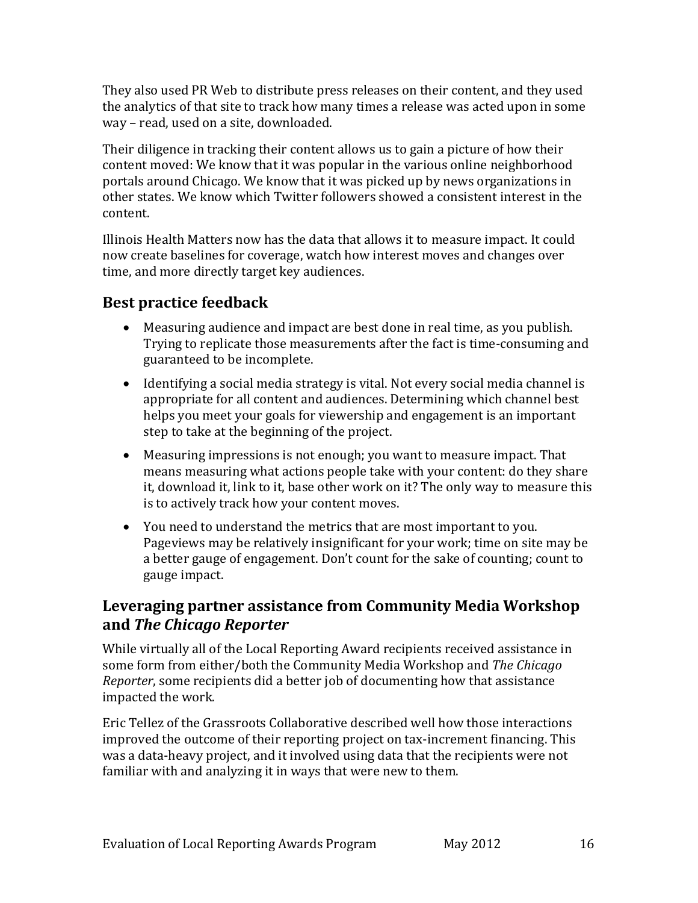They also used PR Web to distribute press releases on their content, and they used the analytics of that site to track how many times a release was acted upon in some way – read, used on a site, downloaded.

Their diligence in tracking their content allows us to gain a picture of how their content moved: We know that it was popular in the various online neighborhood portals around Chicago. We know that it was picked up by news organizations in other states. We know which Twitter followers showed a consistent interest in the content.

Illinois Health Matters now has the data that allows it to measure impact. It could now create baselines for coverage, watch how interest moves and changes over time, and more directly target key audiences.

## Best practice feedback

- Measuring audience and impact are best done in real time, as you publish. Trying to replicate those measurements after the fact is time-consuming and guaranteed to be incomplete.
- Identifying a social media strategy is vital. Not every social media channel is appropriate for all content and audiences. Determining which channel best helps you meet your goals for viewership and engagement is an important step to take at the beginning of the project.
- Measuring impressions is not enough; you want to measure impact. That means measuring what actions people take with your content: do they share it, download it, link to it, base other work on it? The only way to measure this is to actively track how your content moves.
- You need to understand the metrics that are most important to you. Pageviews may be relatively insignificant for your work; time on site may be a better gauge of engagement. Don't count for the sake of counting; count to gauge impact.

## Leveraging partner assistance from Community Media Workshop and *The Chicago Reporter*

While virtually all of the Local Reporting Award recipients received assistance in some form from either/both the Community Media Workshop and *The Chicago Reporter*, some recipients did a better job of documenting how that assistance impacted the work.

Eric Tellez of the Grassroots Collaborative described well how those interactions improved the outcome of their reporting project on tax-increment financing. This was a data-heavy project, and it involved using data that the recipients were not familiar with and analyzing it in ways that were new to them.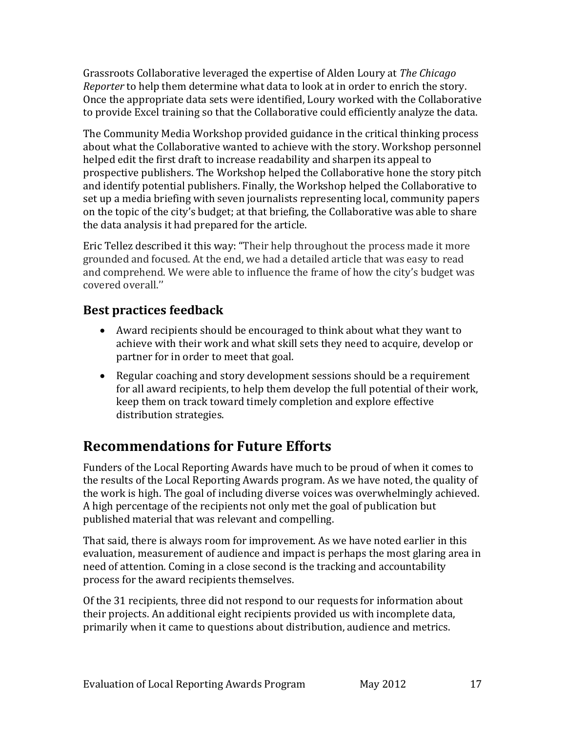Grassroots Collaborative leveraged the expertise of Alden Loury at *The Chicago Reporter* to help them determine what data to look at in order to enrich the story. Once the appropriate data sets were identified, Loury worked with the Collaborative to provide Excel training so that the Collaborative could efficiently analyze the data.

The Community Media Workshop provided guidance in the critical thinking process about what the Collaborative wanted to achieve with the story. Workshop personnel helped edit the first draft to increase readability and sharpen its appeal to prospective publishers. The Workshop helped the Collaborative hone the story pitch and identify potential publishers. Finally, the Workshop helped the Collaborative to set up a media briefing with seven journalists representing local, community papers on the topic of the city's budget; at that briefing, the Collaborative was able to share the data analysis it had prepared for the article.

Eric Tellez described it this way: "Their help throughout the process made it more grounded and focused. At the end, we had a detailed article that was easy to read and comprehend. We were able to influence the frame of how the city's budget was covered overall."

### Best practices feedback

- Award recipients should be encouraged to think about what they want to achieve with their work and what skill sets they need to acquire, develop or partner for in order to meet that goal.
- Regular coaching and story development sessions should be a requirement for all award recipients, to help them develop the full potential of their work, keep them on track toward timely completion and explore effective distribution strategies.

## Recommendations for Future Efforts

Funders of the Local Reporting Awards have much to be proud of when it comes to the results of the Local Reporting Awards program. As we have noted, the quality of the work is high. The goal of including diverse voices was overwhelmingly achieved. A high percentage of the recipients not only met the goal of publication but published material that was relevant and compelling.

That said, there is always room for improvement. As we have noted earlier in this evaluation, measurement of audience and impact is perhaps the most glaring area in need of attention. Coming in a close second is the tracking and accountability process for the award recipients themselves.

Of the 31 recipients, three did not respond to our requests for information about their projects. An additional eight recipients provided us with incomplete data, primarily when it came to questions about distribution, audience and metrics.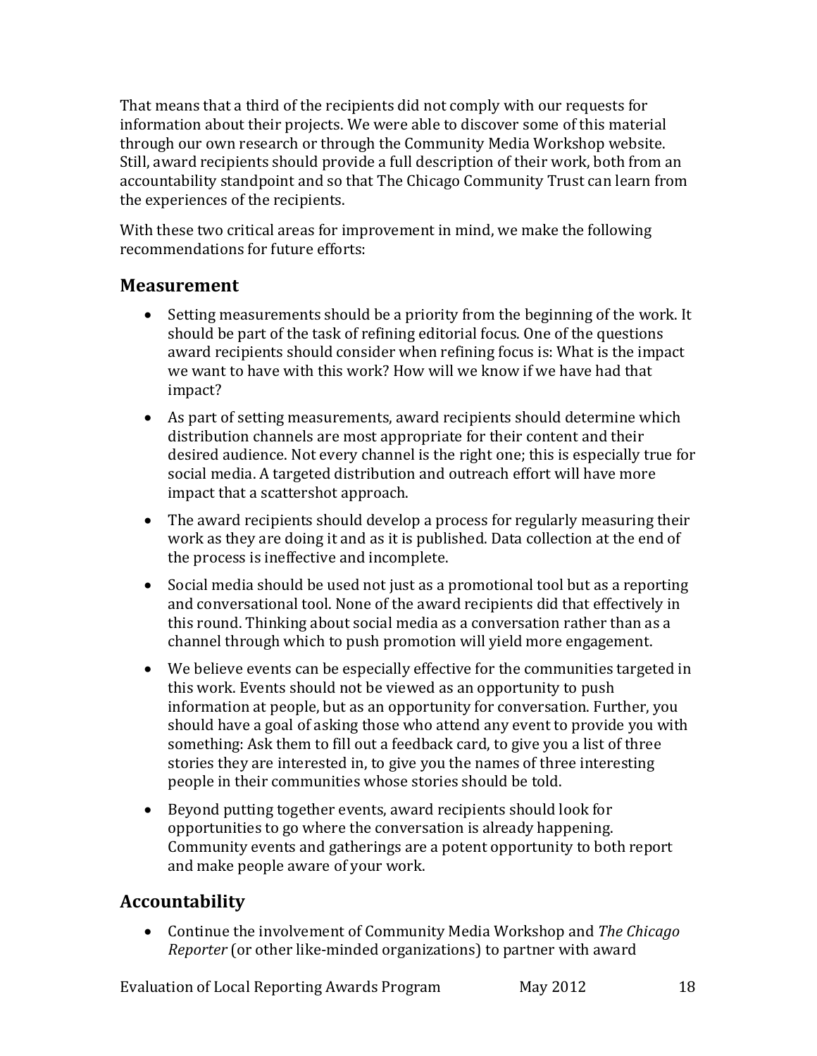That means that a third of the recipients did not comply with our requests for information about their projects. We were able to discover some of this material through our own research or through the Community Media Workshop website. Still, award recipients should provide a full description of their work, both from an accountability standpoint and so that The Chicago Community Trust can learn from the experiences of the recipients.

With these two critical areas for improvement in mind, we make the following recommendations for future efforts:

## Measurement

- Setting measurements should be a priority from the beginning of the work. It should be part of the task of refining editorial focus. One of the questions award recipients should consider when refining focus is: What is the impact we want to have with this work? How will we know if we have had that impact?
- As part of setting measurements, award recipients should determine which distribution channels are most appropriate for their content and their desired audience. Not every channel is the right one; this is especially true for social media. A targeted distribution and outreach effort will have more impact that a scattershot approach.
- The award recipients should develop a process for regularly measuring their work as they are doing it and as it is published. Data collection at the end of the process is ineffective and incomplete.
- Social media should be used not just as a promotional tool but as a reporting and conversational tool. None of the award recipients did that effectively in this round. Thinking about social media as a conversation rather than as a channel through which to push promotion will yield more engagement.
- We believe events can be especially effective for the communities targeted in this work. Events should not be viewed as an opportunity to push information at people, but as an opportunity for conversation. Further, you should have a goal of asking those who attend any event to provide you with something: Ask them to fill out a feedback card, to give you a list of three stories they are interested in, to give you the names of three interesting people in their communities whose stories should be told.
- Beyond putting together events, award recipients should look for opportunities to go where the conversation is already happening. Community events and gatherings are a potent opportunity to both report and make people aware of your work.

## Accountability

- Continue the involvement of Community Media Workshop and *The Chicago Reporter* (or other like-minded organizations) to partner with award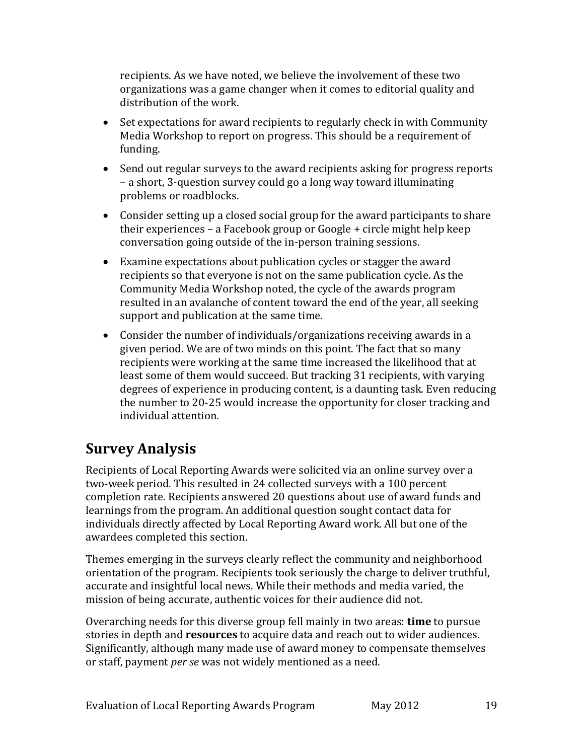recipients. As we have noted, we believe the involvement of these two organizations was a game changer when it comes to editorial quality and distribution of the work.

- Set expectations for award recipients to regularly check in with Community Media Workshop to report on progress. This should be a requirement of funding.
- Send out regular surveys to the award recipients asking for progress reports – a short, 3-question survey could go a long way toward illuminating problems or roadblocks.
- Consider setting up a closed social group for the award participants to share their experiences – a Facebook group or Google + circle might help keep conversation going outside of the in-person training sessions.
- Examine expectations about publication cycles or stagger the award recipients so that everyone is not on the same publication cycle. As the Community Media Workshop noted, the cycle of the awards program resulted in an avalanche of content toward the end of the year, all seeking support and publication at the same time.
- Consider the number of individuals/organizations receiving awards in a given period. We are of two minds on this point. The fact that so many recipients were working at the same time increased the likelihood that at least some of them would succeed. But tracking 31 recipients, with varying degrees of experience in producing content, is a daunting task. Even reducing the number to 20-25 would increase the opportunity for closer tracking and individual attention.

## Survey Analysis

Recipients of Local Reporting Awards were solicited via an online survey over a two-week period. This resulted in 24 collected surveys with a 100 percent completion rate. Recipients answered 20 questions about use of award funds and learnings from the program. An additional question sought contact data for individuals directly affected by Local Reporting Award work. All but one of the awardees completed this section.

Themes emerging in the surveys clearly reflect the community and neighborhood orientation of the program. Recipients took seriously the charge to deliver truthful, accurate and insightful local news. While their methods and media varied, the mission of being accurate, authentic voices for their audience did not.

Overarching needs for this diverse group fell mainly in two areas: **time** to pursue stories in depth and **resources** to acquire data and reach out to wider audiences. Significantly, although many made use of award money to compensate themselves or staff, payment *per se* was not widely mentioned as a need.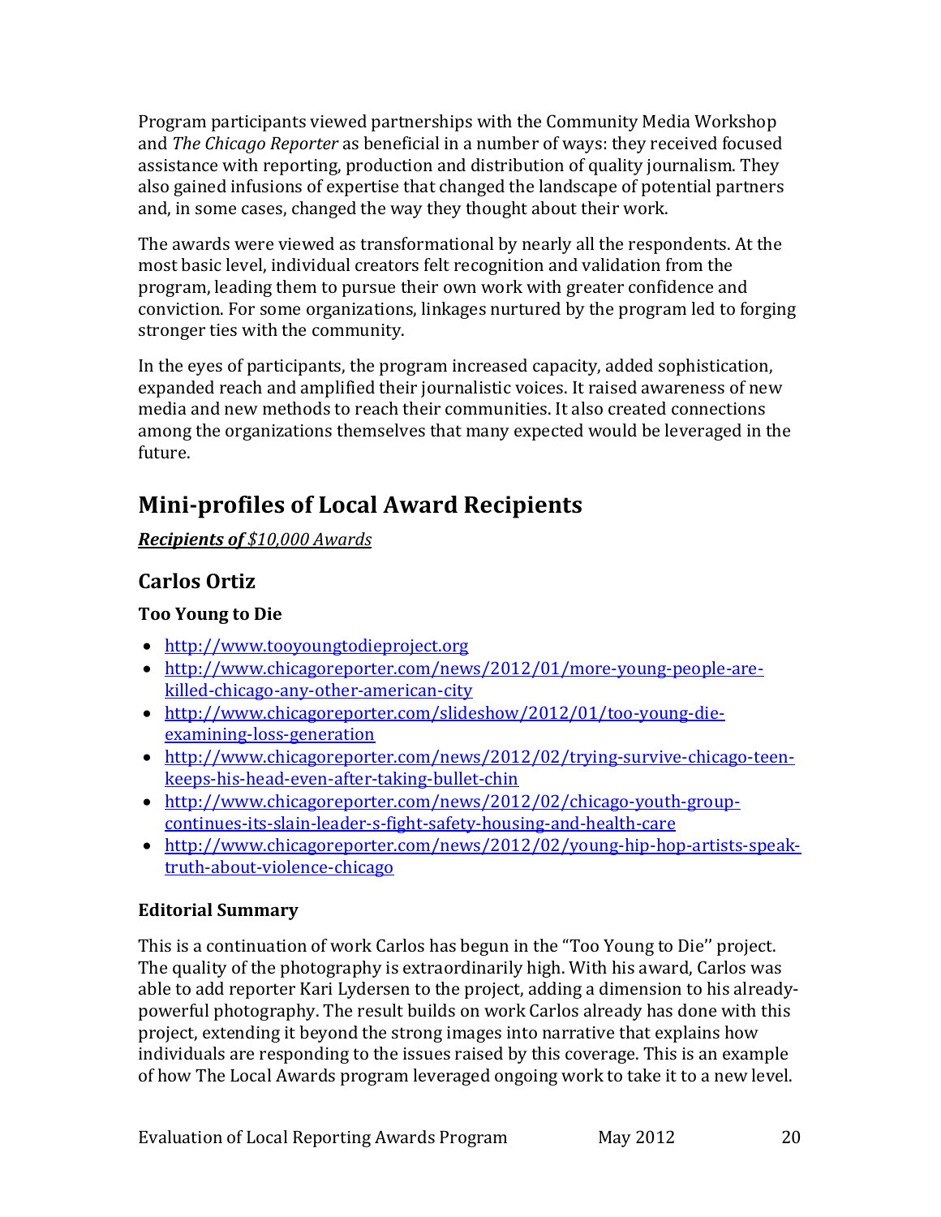Program participants viewed partnerships with the Community Media Workshop and *The Chicago Reporter* as beneficial in a number of ways: they received focused assistance with reporting, production and distribution of quality journalism. They also gained infusions of expertise that changed the landscape of potential partners and, in some cases, changed the way they thought about their work.

The awards were viewed as transformational by nearly all the respondents. At the most basic level, individual creators felt recognition and validation from the program, leading them to pursue their own work with greater confidence and conviction. For some organizations, linkages nurtured by the program led to forging stronger ties with the community.

In the eyes of participants, the program increased capacity, added sophistication, expanded reach and amplified their journalistic voices. It raised awareness of new media and new methods to reach their communities. It also created connections among the organizations themselves that many expected would be leveraged in the future.

## Mini-profiles of Local Award Recipients

***Recipients of** $10,000 Awards*

### Carlos Ortiz

#### Too Young to Die

- http://www.tooyoungtodieproject.org
- http://www.chicagoreporter.com/news/2012/01/more-young-people-are-killed-chicago-any-other-american-city
- http://www.chicagoreporter.com/slideshow/2012/01/too-young-die-examining-loss-generation
- http://www.chicagoreporter.com/news/2012/02/trying-survive-chicago-teen-keeps-his-head-even-after-taking-bullet-chin
- http://www.chicagoreporter.com/news/2012/02/chicago-youth-group-continues-its-slain-leader-s-fight-safety-housing-and-health-care
- http://www.chicagoreporter.com/news/2012/02/young-hip-hop-artists-speak-truth-about-violence-chicago

#### Editorial Summary

This is a continuation of work Carlos has begun in the "Too Young to Die'' project. The quality of the photography is extraordinarily high. With his award, Carlos was able to add reporter Kari Lydersen to the project, adding a dimension to his already-powerful photography. The result builds on work Carlos already has done with this project, extending it beyond the strong images into narrative that explains how individuals are responding to the issues raised by this coverage. This is an example of how The Local Awards program leveraged ongoing work to take it to a new level.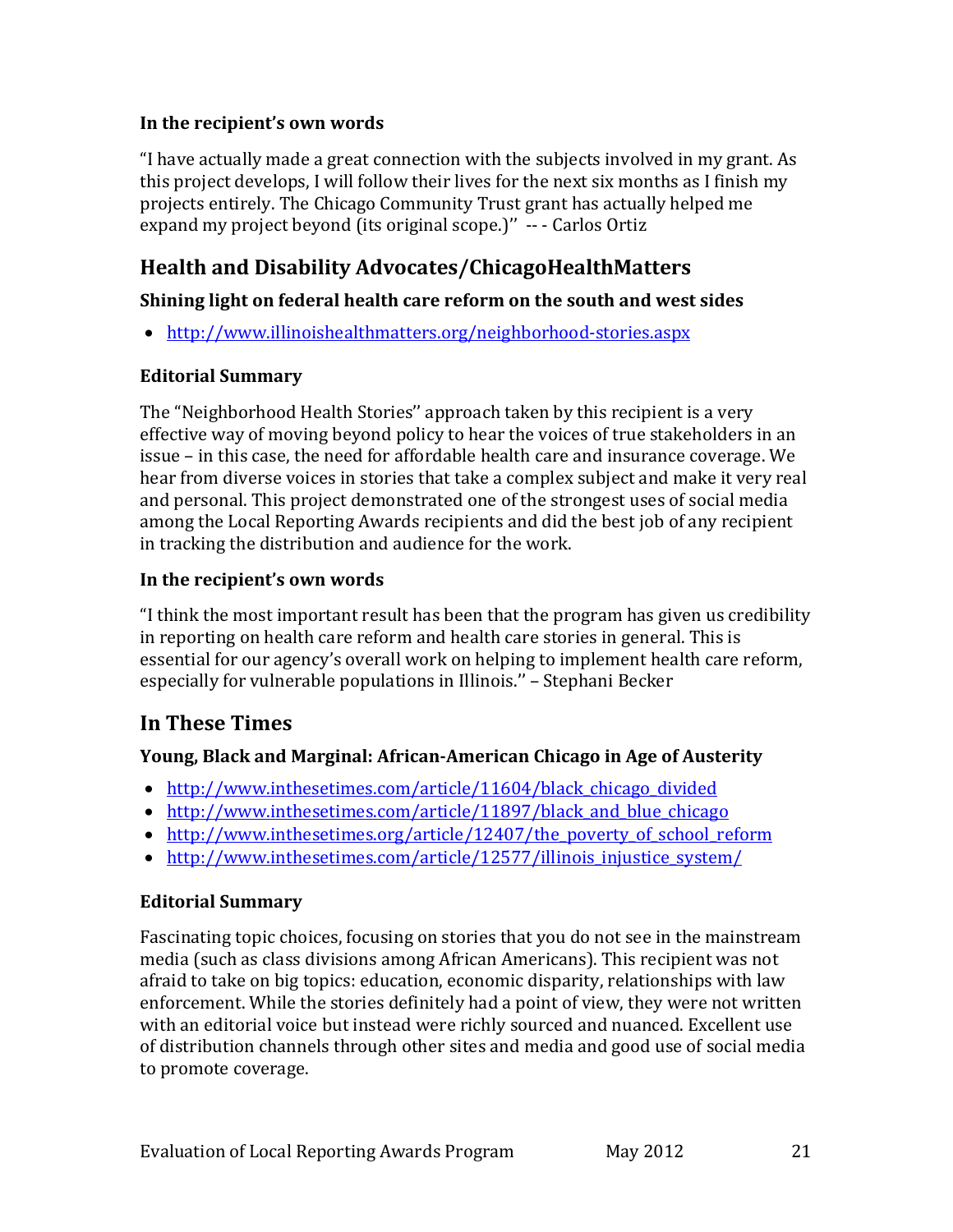### In the recipient's own words

"I have actually made a great connection with the subjects involved in my grant. As this project develops, I will follow their lives for the next six months as I finish my projects entirely. The Chicago Community Trust grant has actually helped me expand my project beyond (its original scope.)'' -- - Carlos Ortiz

## Health and Disability Advocates/ChicagoHealthMatters

### Shining light on federal health care reform on the south and west sides

- http://www.illinoishealthmatters.org/neighborhood-stories.aspx

### Editorial Summary

The "Neighborhood Health Stories'' approach taken by this recipient is a very effective way of moving beyond policy to hear the voices of true stakeholders in an issue – in this case, the need for affordable health care and insurance coverage. We hear from diverse voices in stories that take a complex subject and make it very real and personal. This project demonstrated one of the strongest uses of social media among the Local Reporting Awards recipients and did the best job of any recipient in tracking the distribution and audience for the work.

### In the recipient's own words

"I think the most important result has been that the program has given us credibility in reporting on health care reform and health care stories in general. This is essential for our agency's overall work on helping to implement health care reform, especially for vulnerable populations in Illinois.'' – Stephani Becker

## In These Times

### Young, Black and Marginal: African-American Chicago in Age of Austerity

- http://www.inthesetimes.com/article/11604/black_chicago_divided
- http://www.inthesetimes.com/article/11897/black_and_blue_chicago
- http://www.inthesetimes.org/article/12407/the_poverty_of_school_reform
- http://www.inthesetimes.com/article/12577/illinois_injustice_system/

### Editorial Summary

Fascinating topic choices, focusing on stories that you do not see in the mainstream media (such as class divisions among African Americans). This recipient was not afraid to take on big topics: education, economic disparity, relationships with law enforcement. While the stories definitely had a point of view, they were not written with an editorial voice but instead were richly sourced and nuanced. Excellent use of distribution channels through other sites and media and good use of social media to promote coverage.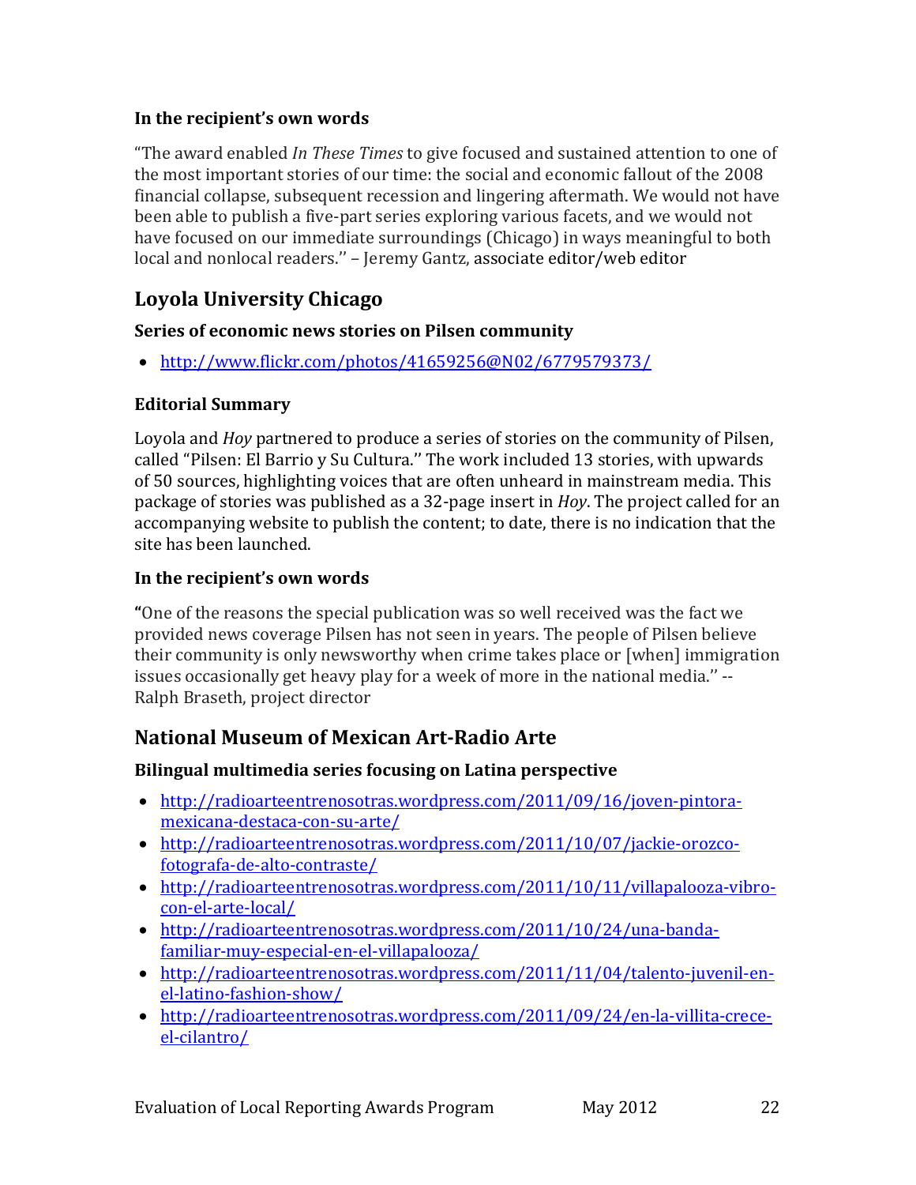**In the recipient's own words**

"The award enabled *In These Times* to give focused and sustained attention to one of the most important stories of our time: the social and economic fallout of the 2008 financial collapse, subsequent recession and lingering aftermath. We would not have been able to publish a five-part series exploring various facets, and we would not have focused on our immediate surroundings (Chicago) in ways meaningful to both local and nonlocal readers.'' – Jeremy Gantz, associate editor/web editor

## Loyola University Chicago

**Series of economic news stories on Pilsen community**

- http://www.flickr.com/photos/41659256@N02/6779579373/

**Editorial Summary**

Loyola and *Hoy* partnered to produce a series of stories on the community of Pilsen, called "Pilsen: El Barrio y Su Cultura.'' The work included 13 stories, with upwards of 50 sources, highlighting voices that are often unheard in mainstream media. This package of stories was published as a 32-page insert in *Hoy*. The project called for an accompanying website to publish the content; to date, there is no indication that the site has been launched.

**In the recipient's own words**

**"**One of the reasons the special publication was so well received was the fact we provided news coverage Pilsen has not seen in years. The people of Pilsen believe their community is only newsworthy when crime takes place or [when] immigration issues occasionally get heavy play for a week of more in the national media.'' -- Ralph Braseth, project director

## National Museum of Mexican Art-Radio Arte

**Bilingual multimedia series focusing on Latina perspective**

- http://radioarteentrenosotras.wordpress.com/2011/09/16/joven-pintora-mexicana-destaca-con-su-arte/
- http://radioarteentrenosotras.wordpress.com/2011/10/07/jackie-orozco-fotografa-de-alto-contraste/
- http://radioarteentrenosotras.wordpress.com/2011/10/11/villapalooza-vibro-con-el-arte-local/
- http://radioarteentrenosotras.wordpress.com/2011/10/24/una-banda-familiar-muy-especial-en-el-villapalooza/
- http://radioarteentrenosotras.wordpress.com/2011/11/04/talento-juvenil-en-el-latino-fashion-show/
- http://radioarteentrenosotras.wordpress.com/2011/09/24/en-la-villita-crece-el-cilantro/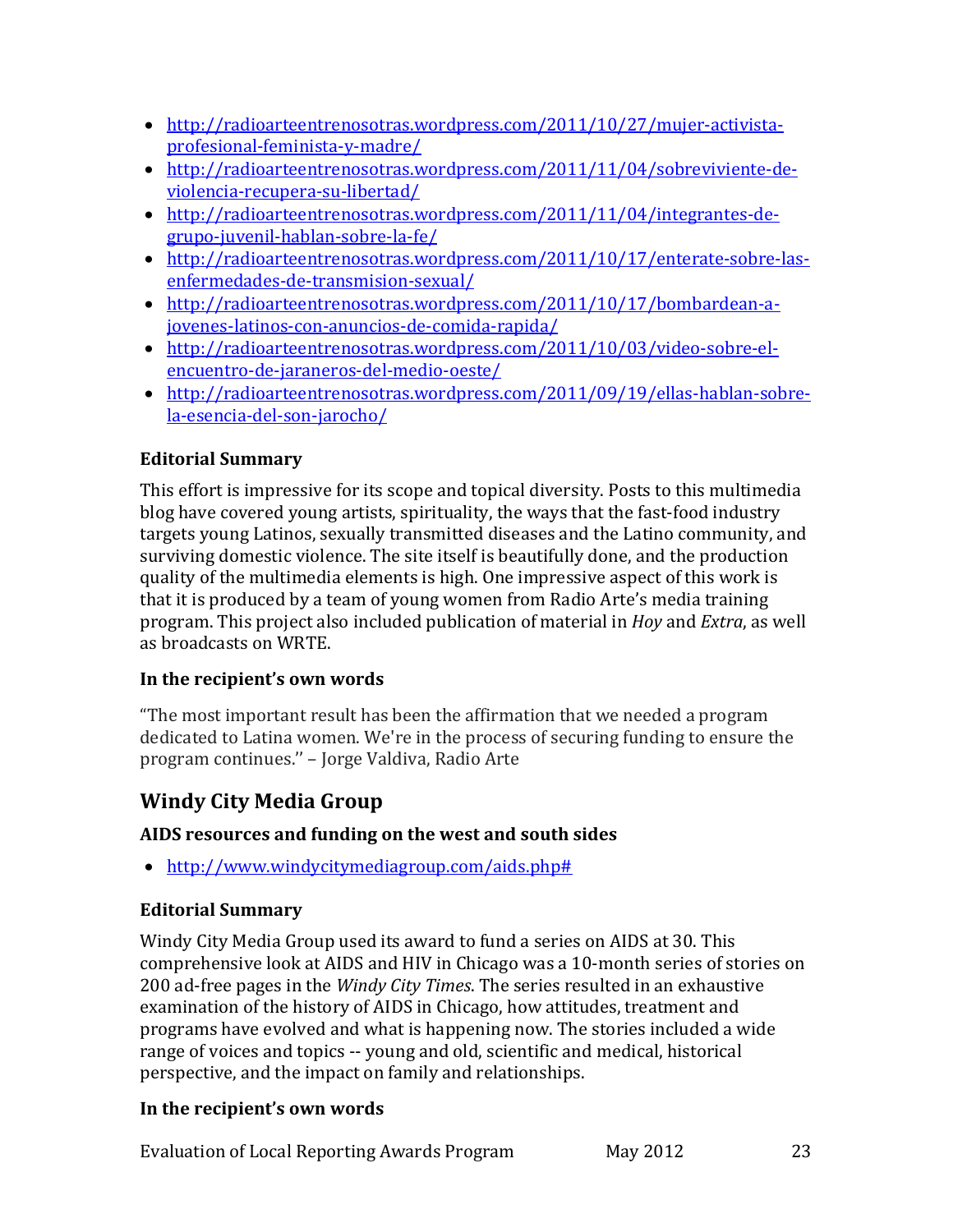- http://radioarteentrenosotras.wordpress.com/2011/10/27/mujer-activista-profesional-feminista-y-madre/
- http://radioarteentrenosotras.wordpress.com/2011/11/04/sobreviviente-de-violencia-recupera-su-libertad/
- http://radioarteentrenosotras.wordpress.com/2011/11/04/integrantes-de-grupo-juvenil-hablan-sobre-la-fe/
- http://radioarteentrenosotras.wordpress.com/2011/10/17/enterate-sobre-las-enfermedades-de-transmision-sexual/
- http://radioarteentrenosotras.wordpress.com/2011/10/17/bombardean-a-jovenes-latinos-con-anuncios-de-comida-rapida/
- http://radioarteentrenosotras.wordpress.com/2011/10/03/video-sobre-el-encuentro-de-jaraneros-del-medio-oeste/
- http://radioarteentrenosotras.wordpress.com/2011/09/19/ellas-hablan-sobre-la-esencia-del-son-jarocho/

### Editorial Summary

This effort is impressive for its scope and topical diversity. Posts to this multimedia blog have covered young artists, spirituality, the ways that the fast-food industry targets young Latinos, sexually transmitted diseases and the Latino community, and surviving domestic violence. The site itself is beautifully done, and the production quality of the multimedia elements is high. One impressive aspect of this work is that it is produced by a team of young women from Radio Arte's media training program. This project also included publication of material in *Hoy* and *Extra*, as well as broadcasts on WRTE.

### In the recipient's own words

"The most important result has been the affirmation that we needed a program dedicated to Latina women. We're in the process of securing funding to ensure the program continues." – Jorge Valdiva, Radio Arte

## Windy City Media Group

### AIDS resources and funding on the west and south sides

- http://www.windycitymediagroup.com/aids.php#

### Editorial Summary

Windy City Media Group used its award to fund a series on AIDS at 30. This comprehensive look at AIDS and HIV in Chicago was a 10-month series of stories on 200 ad-free pages in the *Windy City Times*. The series resulted in an exhaustive examination of the history of AIDS in Chicago, how attitudes, treatment and programs have evolved and what is happening now. The stories included a wide range of voices and topics -- young and old, scientific and medical, historical perspective, and the impact on family and relationships.

### In the recipient's own words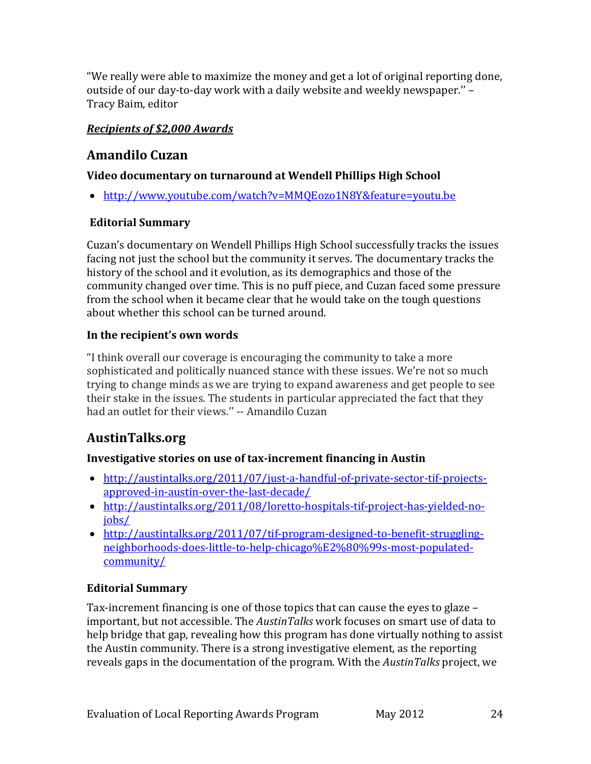"We really were able to maximize the money and get a lot of original reporting done, outside of our day-to-day work with a daily website and weekly newspaper." – Tracy Baim, editor

***<u>Recipients of $2,000 Awards</u>***

## Amandilo Cuzan

### Video documentary on turnaround at Wendell Phillips High School

- http://www.youtube.com/watch?v=MMQEozo1N8Y&feature=youtu.be

### Editorial Summary

Cuzan's documentary on Wendell Phillips High School successfully tracks the issues facing not just the school but the community it serves. The documentary tracks the history of the school and it evolution, as its demographics and those of the community changed over time. This is no puff piece, and Cuzan faced some pressure from the school when it became clear that he would take on the tough questions about whether this school can be turned around.

### In the recipient's own words

"I think overall our coverage is encouraging the community to take a more sophisticated and politically nuanced stance with these issues. We're not so much trying to change minds as we are trying to expand awareness and get people to see their stake in the issues. The students in particular appreciated the fact that they had an outlet for their views." -- Amandilo Cuzan

## AustinTalks.org

### Investigative stories on use of tax-increment financing in Austin

- http://austintalks.org/2011/07/just-a-handful-of-private-sector-tif-projects-approved-in-austin-over-the-last-decade/
- http://austintalks.org/2011/08/loretto-hospitals-tif-project-has-yielded-no-jobs/
- http://austintalks.org/2011/07/tif-program-designed-to-benefit-struggling-neighborhoods-does-little-to-help-chicago%E2%80%99s-most-populated-community/

### Editorial Summary

Tax-increment financing is one of those topics that can cause the eyes to glaze – important, but not accessible. The *AustinTalks* work focuses on smart use of data to help bridge that gap, revealing how this program has done virtually nothing to assist the Austin community. There is a strong investigative element, as the reporting reveals gaps in the documentation of the program. With the *AustinTalks* project, we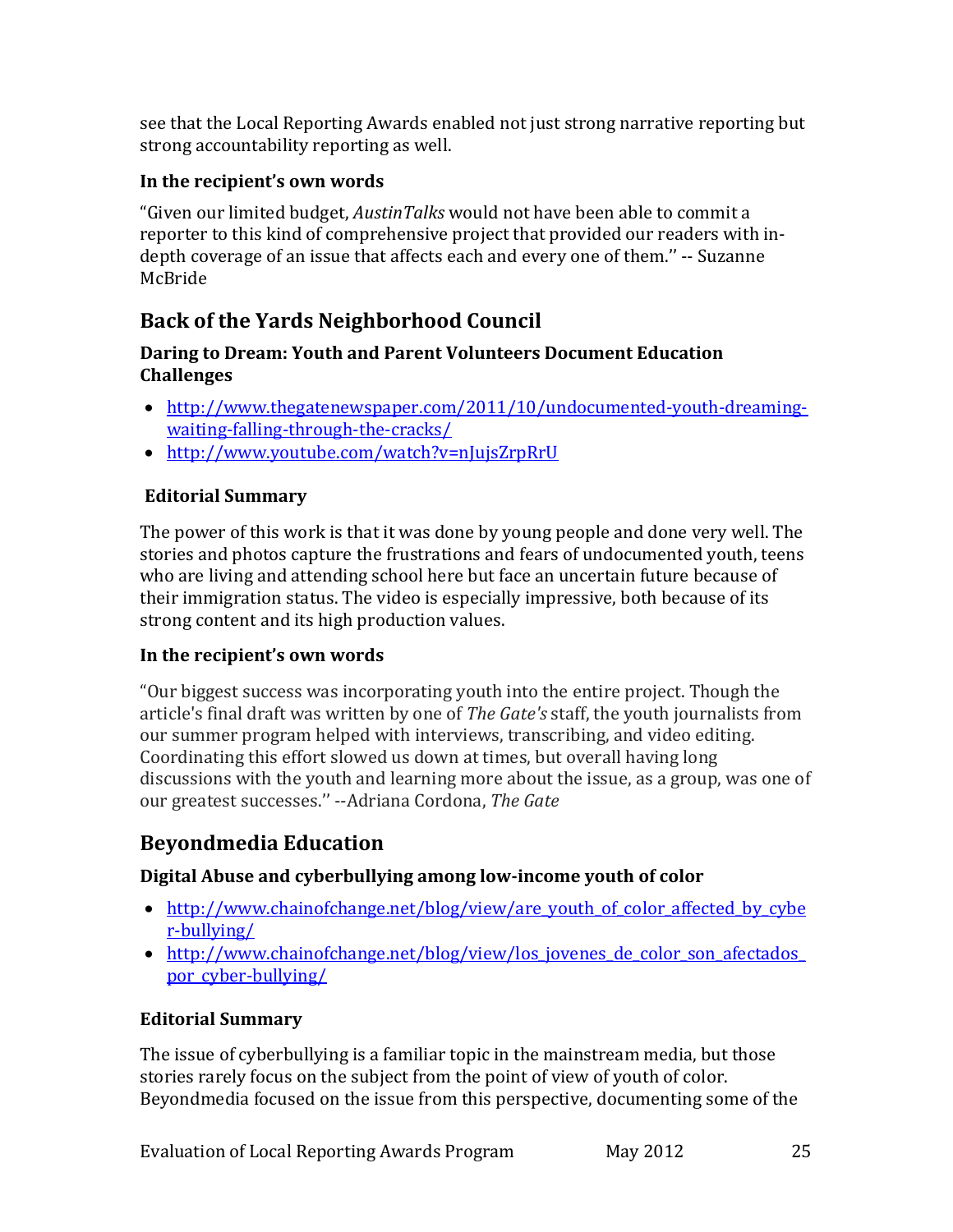see that the Local Reporting Awards enabled not just strong narrative reporting but strong accountability reporting as well.

### In the recipient's own words

"Given our limited budget, *AustinTalks* would not have been able to commit a reporter to this kind of comprehensive project that provided our readers with in-depth coverage of an issue that affects each and every one of them.'' -- Suzanne McBride

## Back of the Yards Neighborhood Council

### Daring to Dream: Youth and Parent Volunteers Document Education Challenges

- http://www.thegatenewspaper.com/2011/10/undocumented-youth-dreaming-waiting-falling-through-the-cracks/
- http://www.youtube.com/watch?v=nJujsZrpRrU

### Editorial Summary

The power of this work is that it was done by young people and done very well. The stories and photos capture the frustrations and fears of undocumented youth, teens who are living and attending school here but face an uncertain future because of their immigration status. The video is especially impressive, both because of its strong content and its high production values.

### In the recipient's own words

"Our biggest success was incorporating youth into the entire project. Though the article's final draft was written by one of *The Gate's* staff, the youth journalists from our summer program helped with interviews, transcribing, and video editing. Coordinating this effort slowed us down at times, but overall having long discussions with the youth and learning more about the issue, as a group, was one of our greatest successes.'' --Adriana Cordona, *The Gate*

## Beyondmedia Education

### Digital Abuse and cyberbullying among low-income youth of color

- http://www.chainofchange.net/blog/view/are_youth_of_color_affected_by_cyber-bullying/
- http://www.chainofchange.net/blog/view/los_jovenes_de_color_son_afectados_por_cyber-bullying/

### Editorial Summary

The issue of cyberbullying is a familiar topic in the mainstream media, but those stories rarely focus on the subject from the point of view of youth of color. Beyondmedia focused on the issue from this perspective, documenting some of the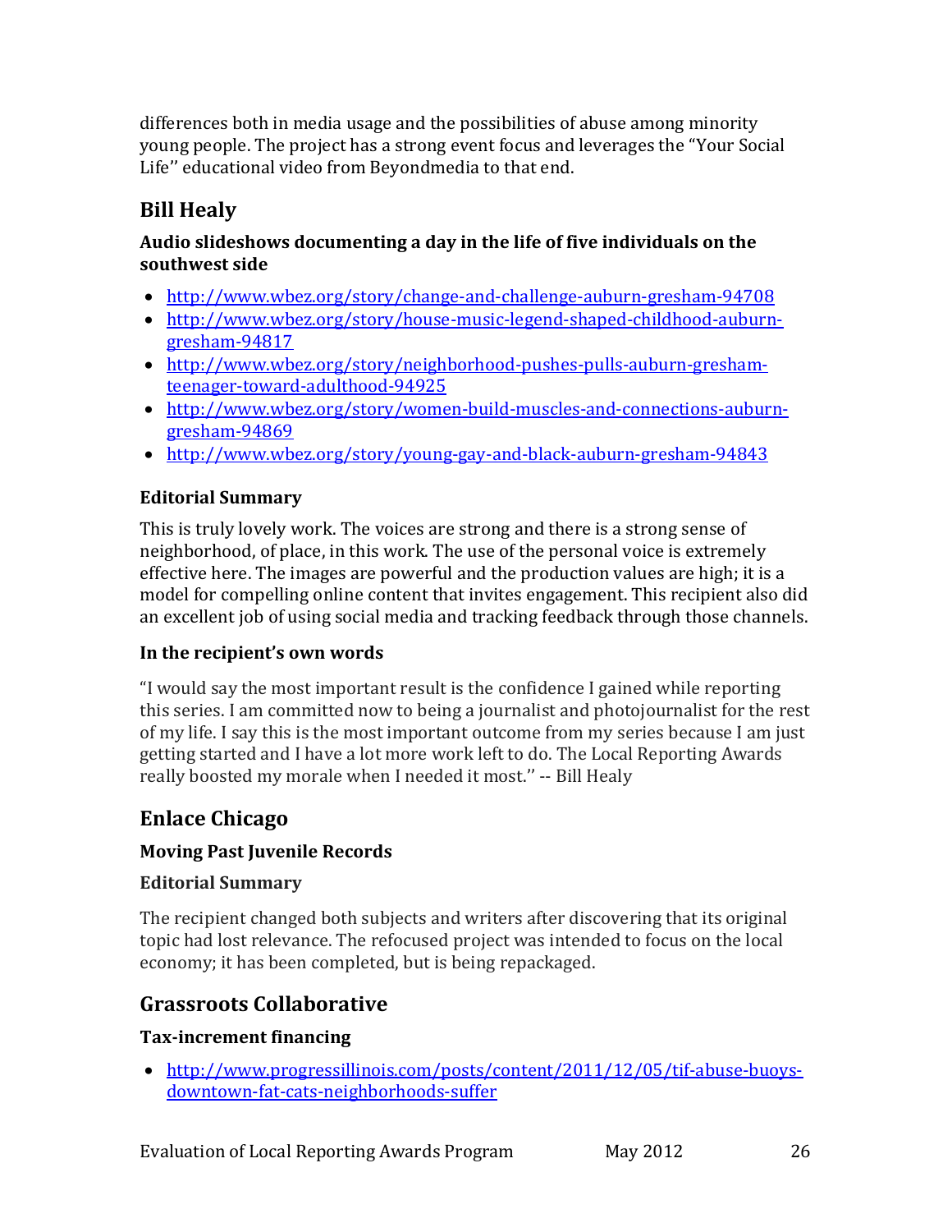differences both in media usage and the possibilities of abuse among minority young people. The project has a strong event focus and leverages the "Your Social Life" educational video from Beyondmedia to that end.

## Bill Healy

### Audio slideshows documenting a day in the life of five individuals on the southwest side

- http://www.wbez.org/story/change-and-challenge-auburn-gresham-94708
- http://www.wbez.org/story/house-music-legend-shaped-childhood-auburn-gresham-94817
- http://www.wbez.org/story/neighborhood-pushes-pulls-auburn-gresham-teenager-toward-adulthood-94925
- http://www.wbez.org/story/women-build-muscles-and-connections-auburn-gresham-94869
- http://www.wbez.org/story/young-gay-and-black-auburn-gresham-94843

### Editorial Summary

This is truly lovely work. The voices are strong and there is a strong sense of neighborhood, of place, in this work. The use of the personal voice is extremely effective here. The images are powerful and the production values are high; it is a model for compelling online content that invites engagement. This recipient also did an excellent job of using social media and tracking feedback through those channels.

### In the recipient's own words

"I would say the most important result is the confidence I gained while reporting this series. I am committed now to being a journalist and photojournalist for the rest of my life. I say this is the most important outcome from my series because I am just getting started and I have a lot more work left to do. The Local Reporting Awards really boosted my morale when I needed it most.'' -- Bill Healy

## Enlace Chicago

### Moving Past Juvenile Records

### Editorial Summary

The recipient changed both subjects and writers after discovering that its original topic had lost relevance. The refocused project was intended to focus on the local economy; it has been completed, but is being repackaged.

## Grassroots Collaborative

### Tax-increment financing

- http://www.progressillinois.com/posts/content/2011/12/05/tif-abuse-buoys-downtown-fat-cats-neighborhoods-suffer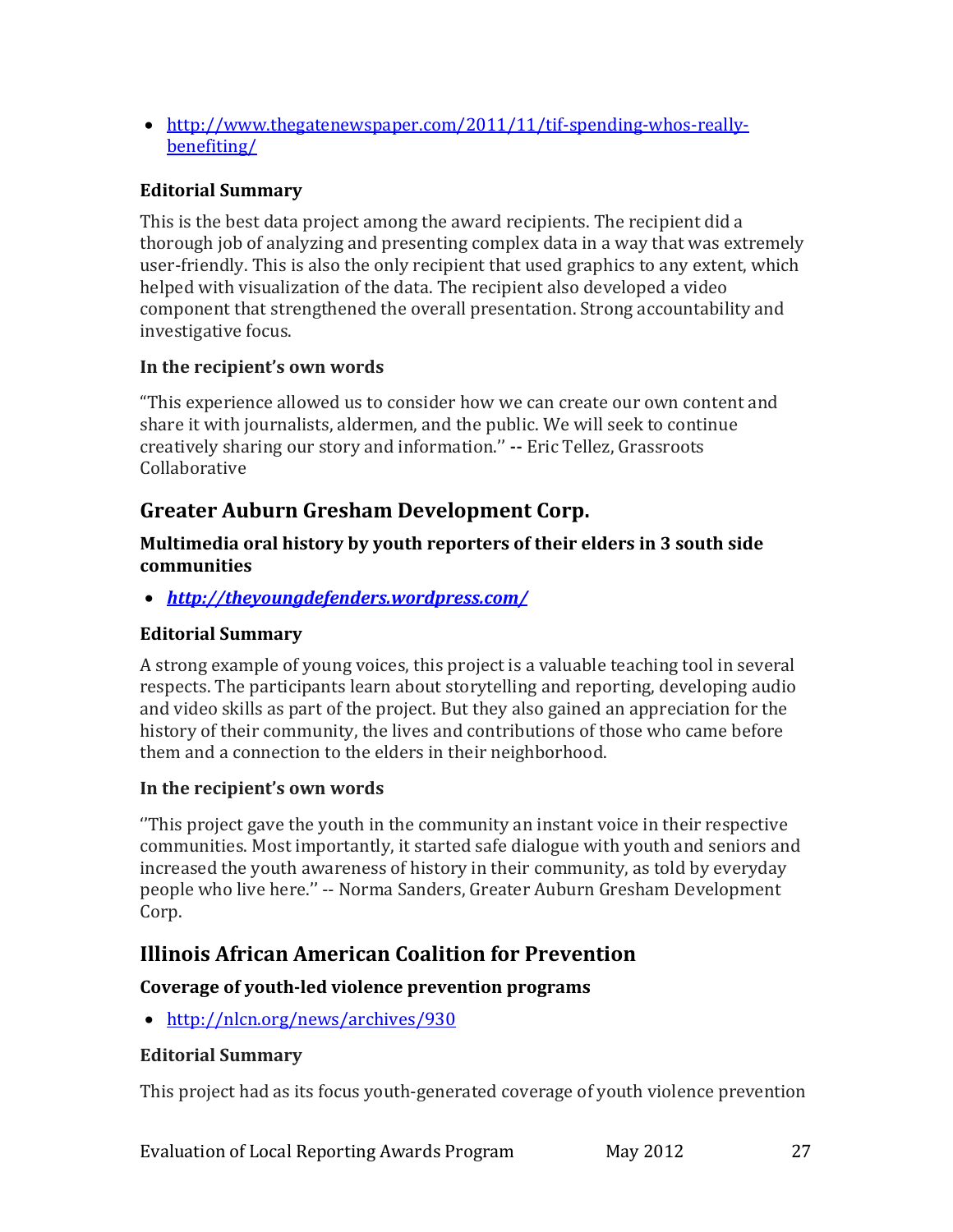- http://www.thegatenewspaper.com/2011/11/tif-spending-whos-really-benefiting/

### Editorial Summary

This is the best data project among the award recipients. The recipient did a thorough job of analyzing and presenting complex data in a way that was extremely user-friendly. This is also the only recipient that used graphics to any extent, which helped with visualization of the data. The recipient also developed a video component that strengthened the overall presentation. Strong accountability and investigative focus.

### In the recipient's own words

"This experience allowed us to consider how we can create our own content and share it with journalists, aldermen, and the public. We will seek to continue creatively sharing our story and information.'' **--** Eric Tellez, Grassroots Collaborative

## Greater Auburn Gresham Development Corp.

### Multimedia oral history by youth reporters of their elders in 3 south side communities

- ***http://theyoungdefenders.wordpress.com/***

### Editorial Summary

A strong example of young voices, this project is a valuable teaching tool in several respects. The participants learn about storytelling and reporting, developing audio and video skills as part of the project. But they also gained an appreciation for the history of their community, the lives and contributions of those who came before them and a connection to the elders in their neighborhood.

### In the recipient's own words

''This project gave the youth in the community an instant voice in their respective communities. Most importantly, it started safe dialogue with youth and seniors and increased the youth awareness of history in their community, as told by everyday people who live here.'' -- Norma Sanders, Greater Auburn Gresham Development Corp.

## Illinois African American Coalition for Prevention

### Coverage of youth-led violence prevention programs

- http://nlcn.org/news/archives/930

### Editorial Summary

This project had as its focus youth-generated coverage of youth violence prevention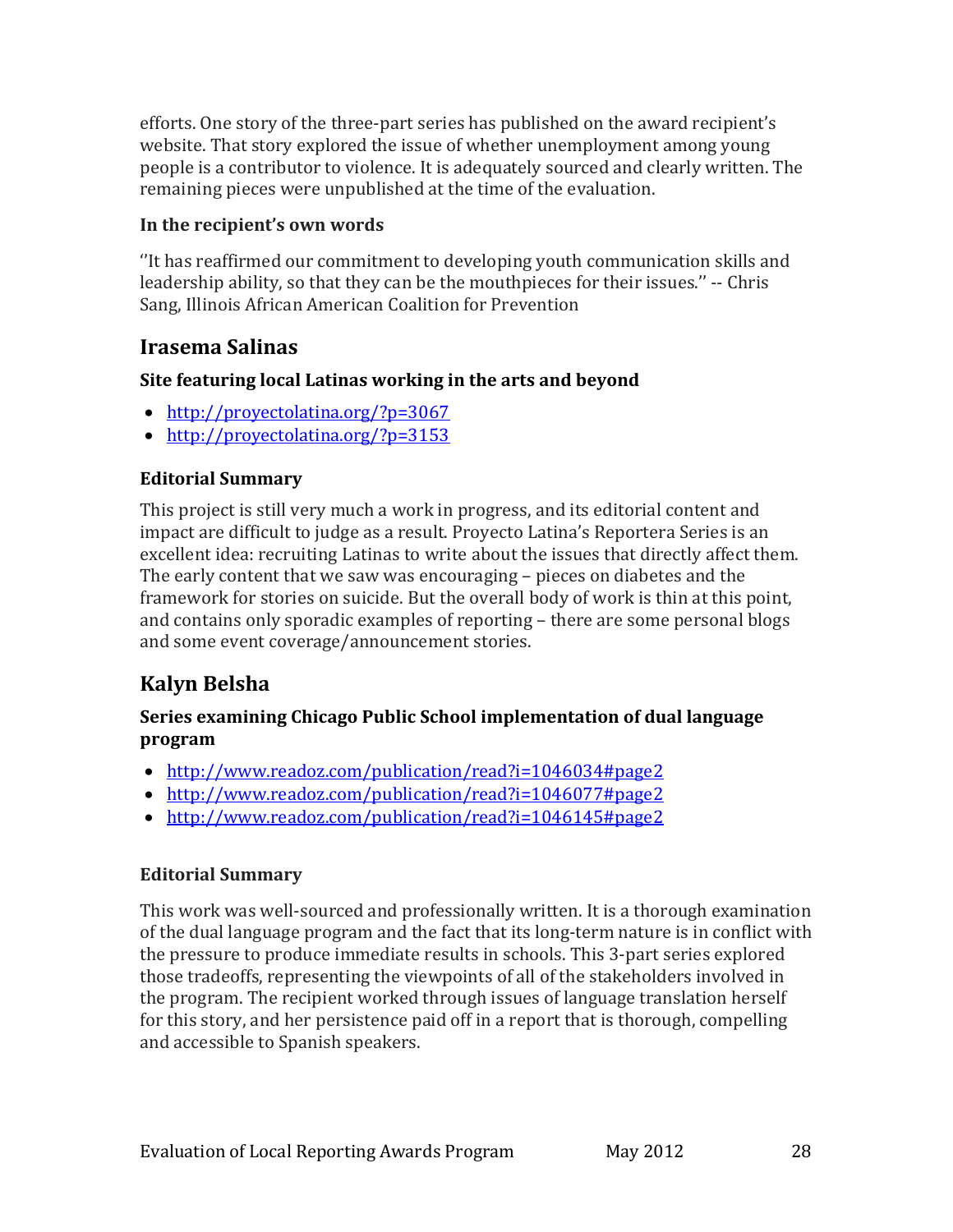efforts. One story of the three-part series has published on the award recipient's website. That story explored the issue of whether unemployment among young people is a contributor to violence. It is adequately sourced and clearly written. The remaining pieces were unpublished at the time of the evaluation.

### In the recipient's own words

''It has reaffirmed our commitment to developing youth communication skills and leadership ability, so that they can be the mouthpieces for their issues.'' -- Chris Sang, Illinois African American Coalition for Prevention

## Irasema Salinas

### Site featuring local Latinas working in the arts and beyond

- http://proyectolatina.org/?p=3067
- http://proyectolatina.org/?p=3153

### Editorial Summary

This project is still very much a work in progress, and its editorial content and impact are difficult to judge as a result. Proyecto Latina's Reportera Series is an excellent idea: recruiting Latinas to write about the issues that directly affect them. The early content that we saw was encouraging – pieces on diabetes and the framework for stories on suicide. But the overall body of work is thin at this point, and contains only sporadic examples of reporting – there are some personal blogs and some event coverage/announcement stories.

## Kalyn Belsha

### Series examining Chicago Public School implementation of dual language program

- http://www.readoz.com/publication/read?i=1046034#page2
- http://www.readoz.com/publication/read?i=1046077#page2
- http://www.readoz.com/publication/read?i=1046145#page2

### Editorial Summary

This work was well-sourced and professionally written. It is a thorough examination of the dual language program and the fact that its long-term nature is in conflict with the pressure to produce immediate results in schools. This 3-part series explored those tradeoffs, representing the viewpoints of all of the stakeholders involved in the program. The recipient worked through issues of language translation herself for this story, and her persistence paid off in a report that is thorough, compelling and accessible to Spanish speakers.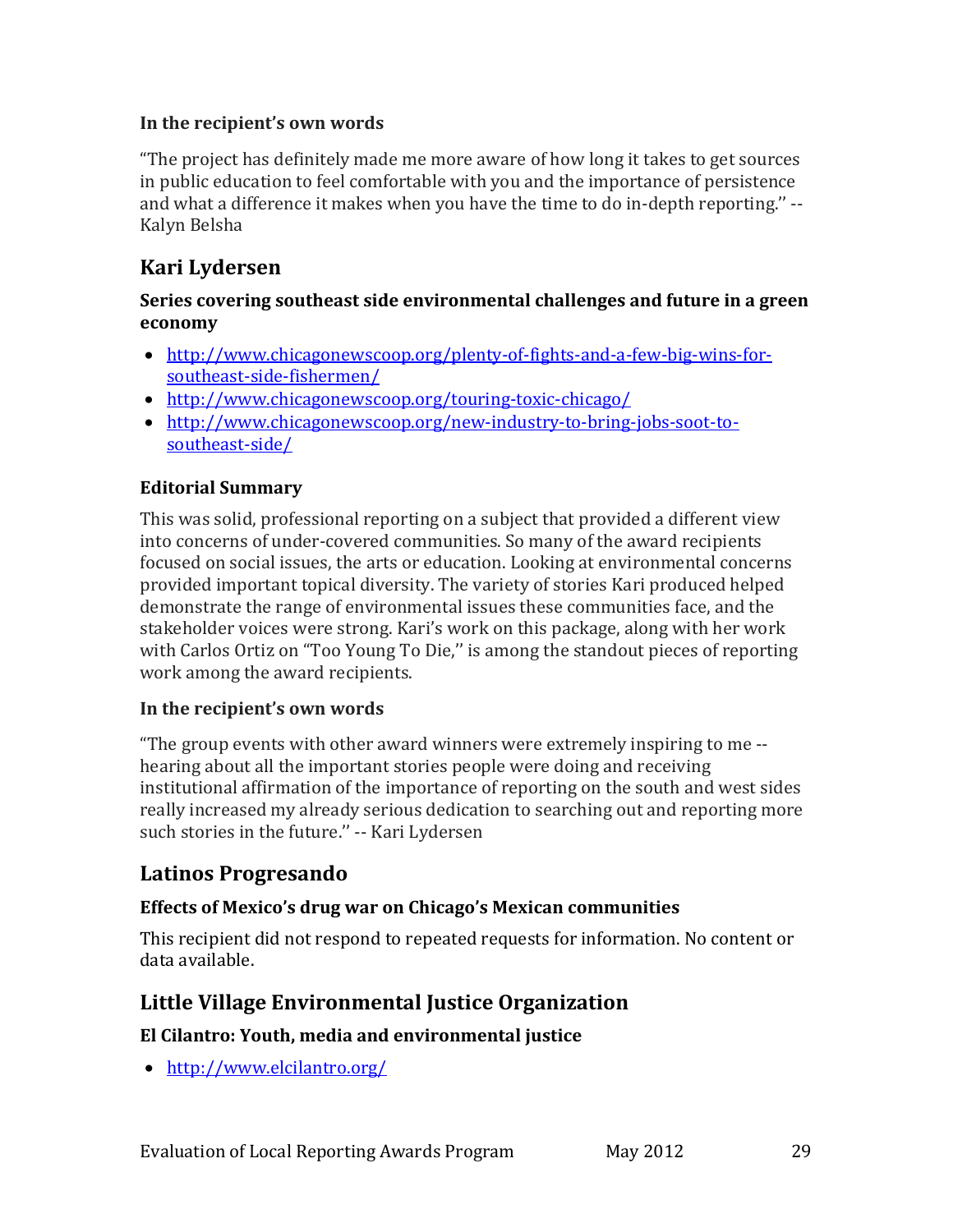#### In the recipient's own words

"The project has definitely made me more aware of how long it takes to get sources in public education to feel comfortable with you and the importance of persistence and what a difference it makes when you have the time to do in-depth reporting." -- Kalyn Belsha

## Kari Lydersen

#### Series covering southeast side environmental challenges and future in a green economy

- http://www.chicagonewscoop.org/plenty-of-fights-and-a-few-big-wins-for-southeast-side-fishermen/
- http://www.chicagonewscoop.org/touring-toxic-chicago/
- http://www.chicagonewscoop.org/new-industry-to-bring-jobs-soot-to-southeast-side/

#### Editorial Summary

This was solid, professional reporting on a subject that provided a different view into concerns of under-covered communities. So many of the award recipients focused on social issues, the arts or education. Looking at environmental concerns provided important topical diversity. The variety of stories Kari produced helped demonstrate the range of environmental issues these communities face, and the stakeholder voices were strong. Kari's work on this package, along with her work with Carlos Ortiz on "Too Young To Die," is among the standout pieces of reporting work among the award recipients.

#### In the recipient's own words

"The group events with other award winners were extremely inspiring to me -- hearing about all the important stories people were doing and receiving institutional affirmation of the importance of reporting on the south and west sides really increased my already serious dedication to searching out and reporting more such stories in the future." -- Kari Lydersen

## Latinos Progresando

#### Effects of Mexico's drug war on Chicago's Mexican communities

This recipient did not respond to repeated requests for information. No content or data available.

## Little Village Environmental Justice Organization

#### El Cilantro: Youth, media and environmental justice

- http://www.elcilantro.org/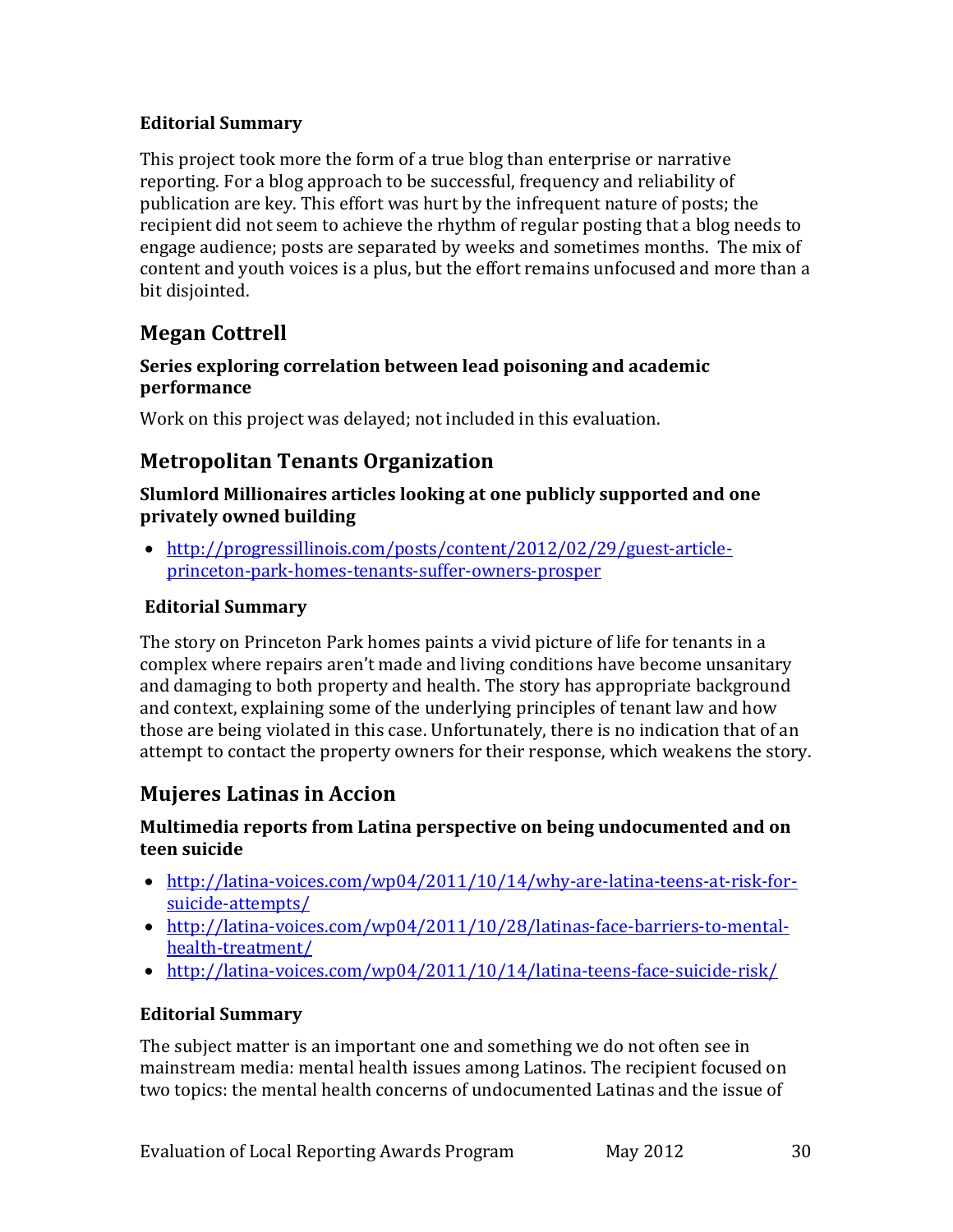#### Editorial Summary

This project took more the form of a true blog than enterprise or narrative reporting. For a blog approach to be successful, frequency and reliability of publication are key. This effort was hurt by the infrequent nature of posts; the recipient did not seem to achieve the rhythm of regular posting that a blog needs to engage audience; posts are separated by weeks and sometimes months. The mix of content and youth voices is a plus, but the effort remains unfocused and more than a bit disjointed.

### Megan Cottrell

#### Series exploring correlation between lead poisoning and academic performance

Work on this project was delayed; not included in this evaluation.

### Metropolitan Tenants Organization

#### Slumlord Millionaires articles looking at one publicly supported and one privately owned building

- http://progressillinois.com/posts/content/2012/02/29/guest-article-princeton-park-homes-tenants-suffer-owners-prosper

#### Editorial Summary

The story on Princeton Park homes paints a vivid picture of life for tenants in a complex where repairs aren't made and living conditions have become unsanitary and damaging to both property and health. The story has appropriate background and context, explaining some of the underlying principles of tenant law and how those are being violated in this case. Unfortunately, there is no indication that of an attempt to contact the property owners for their response, which weakens the story.

### Mujeres Latinas in Accion

#### Multimedia reports from Latina perspective on being undocumented and on teen suicide

- http://latina-voices.com/wp04/2011/10/14/why-are-latina-teens-at-risk-for-suicide-attempts/
- http://latina-voices.com/wp04/2011/10/28/latinas-face-barriers-to-mental-health-treatment/
- http://latina-voices.com/wp04/2011/10/14/latina-teens-face-suicide-risk/

#### Editorial Summary

The subject matter is an important one and something we do not often see in mainstream media: mental health issues among Latinos. The recipient focused on two topics: the mental health concerns of undocumented Latinas and the issue of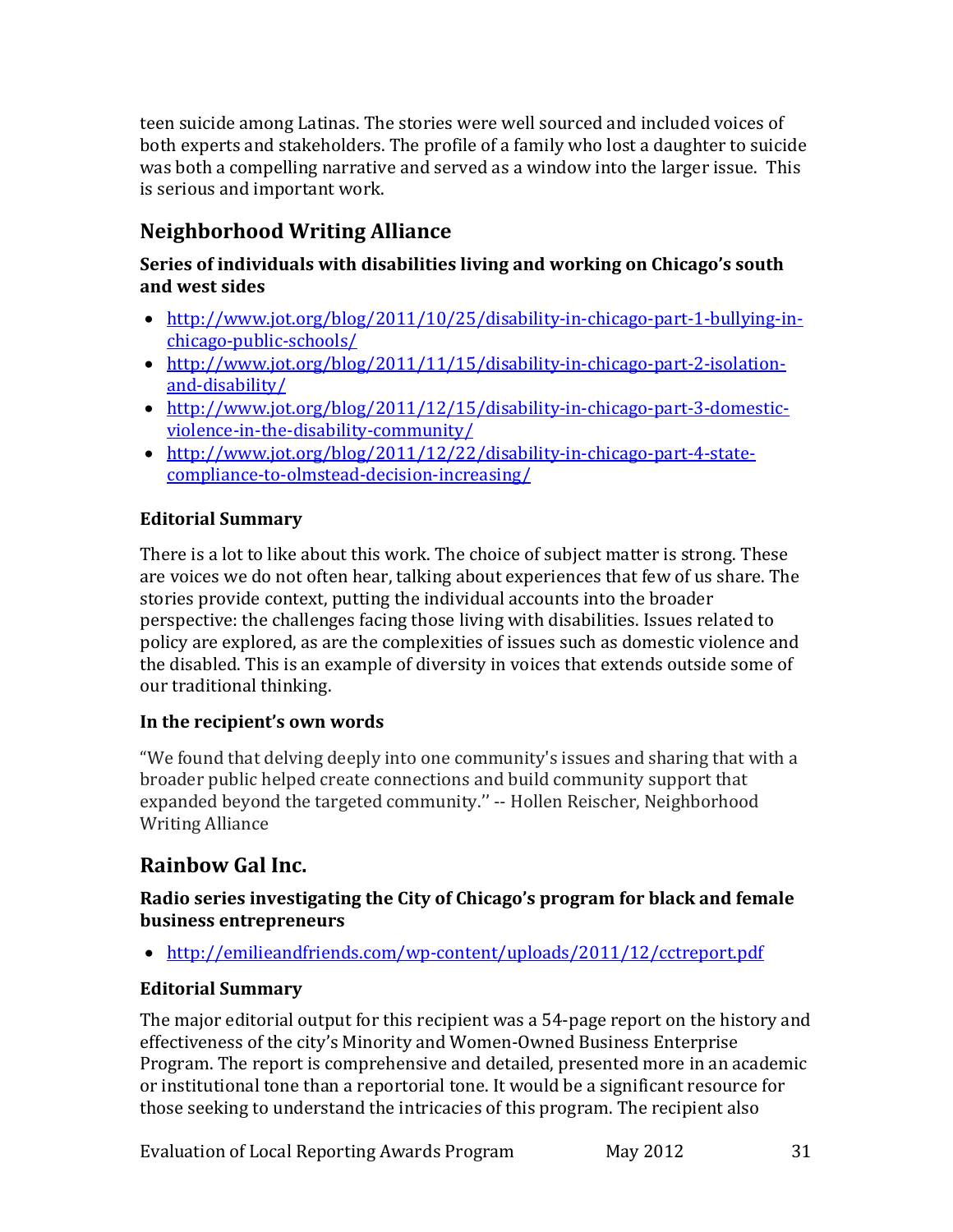teen suicide among Latinas. The stories were well sourced and included voices of both experts and stakeholders. The profile of a family who lost a daughter to suicide was both a compelling narrative and served as a window into the larger issue. This is serious and important work.

## Neighborhood Writing Alliance

**Series of individuals with disabilities living and working on Chicago's south and west sides**

- http://www.jot.org/blog/2011/10/25/disability-in-chicago-part-1-bullying-in-chicago-public-schools/
- http://www.jot.org/blog/2011/11/15/disability-in-chicago-part-2-isolation-and-disability/
- http://www.jot.org/blog/2011/12/15/disability-in-chicago-part-3-domestic-violence-in-the-disability-community/
- http://www.jot.org/blog/2011/12/22/disability-in-chicago-part-4-state-compliance-to-olmstead-decision-increasing/

**Editorial Summary**

There is a lot to like about this work. The choice of subject matter is strong. These are voices we do not often hear, talking about experiences that few of us share. The stories provide context, putting the individual accounts into the broader perspective: the challenges facing those living with disabilities. Issues related to policy are explored, as are the complexities of issues such as domestic violence and the disabled. This is an example of diversity in voices that extends outside some of our traditional thinking.

**In the recipient's own words**

"We found that delving deeply into one community's issues and sharing that with a broader public helped create connections and build community support that expanded beyond the targeted community.'' -- Hollen Reischer, Neighborhood Writing Alliance

## Rainbow Gal Inc.

**Radio series investigating the City of Chicago's program for black and female business entrepreneurs**

- http://emilieandfriends.com/wp-content/uploads/2011/12/cctreport.pdf

**Editorial Summary**

The major editorial output for this recipient was a 54-page report on the history and effectiveness of the city's Minority and Women-Owned Business Enterprise Program. The report is comprehensive and detailed, presented more in an academic or institutional tone than a reportorial tone. It would be a significant resource for those seeking to understand the intricacies of this program. The recipient also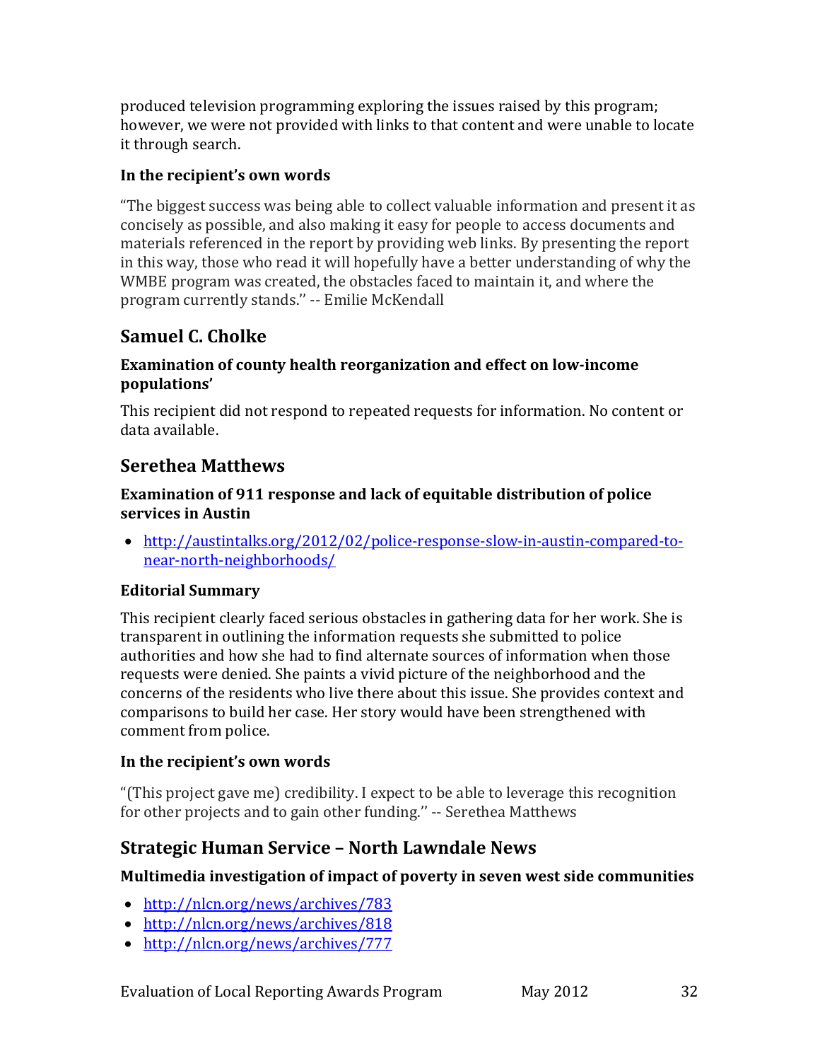produced television programming exploring the issues raised by this program; however, we were not provided with links to that content and were unable to locate it through search.

### In the recipient's own words

"The biggest success was being able to collect valuable information and present it as concisely as possible, and also making it easy for people to access documents and materials referenced in the report by providing web links. By presenting the report in this way, those who read it will hopefully have a better understanding of why the WMBE program was created, the obstacles faced to maintain it, and where the program currently stands.'' -- Emilie McKendall

## Samuel C. Cholke

### Examination of county health reorganization and effect on low-income populations'

This recipient did not respond to repeated requests for information. No content or data available.

## Serethea Matthews

### Examination of 911 response and lack of equitable distribution of police services in Austin

- http://austintalks.org/2012/02/police-response-slow-in-austin-compared-to-near-north-neighborhoods/

### Editorial Summary

This recipient clearly faced serious obstacles in gathering data for her work. She is transparent in outlining the information requests she submitted to police authorities and how she had to find alternate sources of information when those requests were denied. She paints a vivid picture of the neighborhood and the concerns of the residents who live there about this issue. She provides context and comparisons to build her case. Her story would have been strengthened with comment from police.

### In the recipient's own words

"(This project gave me) credibility. I expect to be able to leverage this recognition for other projects and to gain other funding.'' -- Serethea Matthews

## Strategic Human Service – North Lawndale News

### Multimedia investigation of impact of poverty in seven west side communities

- http://nlcn.org/news/archives/783
- http://nlcn.org/news/archives/818
- http://nlcn.org/news/archives/777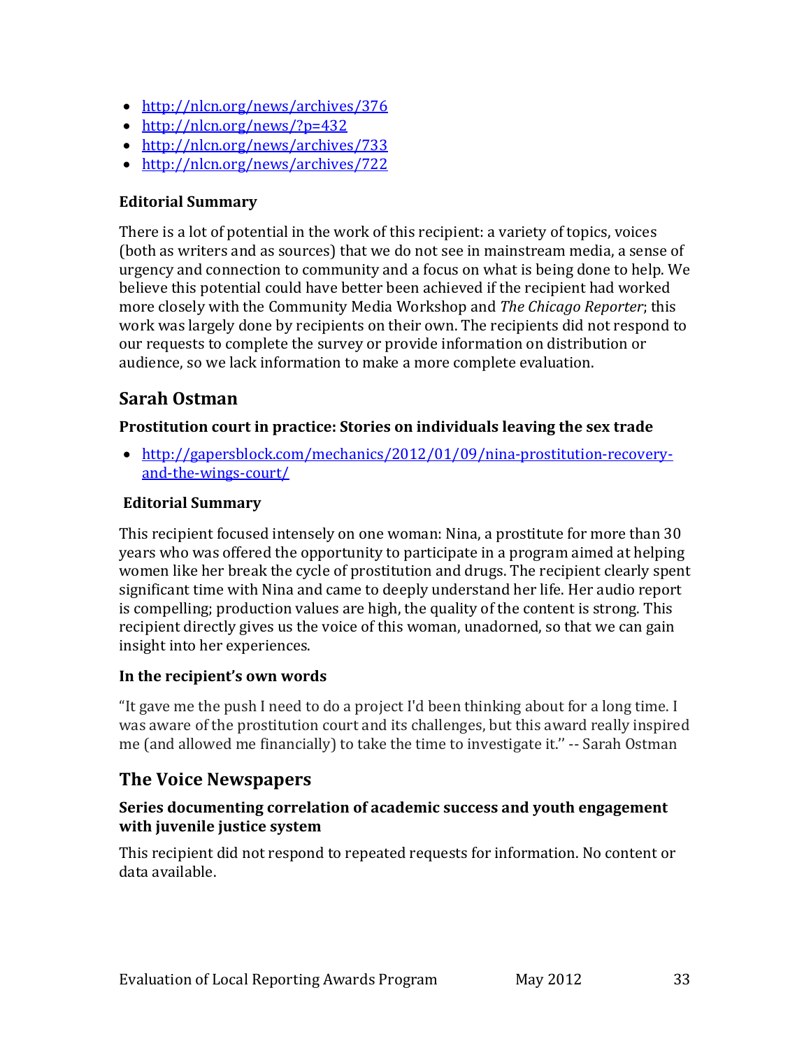- http://nlcn.org/news/archives/376
- http://nlcn.org/news/?p=432
- http://nlcn.org/news/archives/733
- http://nlcn.org/news/archives/722

**Editorial Summary**

There is a lot of potential in the work of this recipient: a variety of topics, voices (both as writers and as sources) that we do not see in mainstream media, a sense of urgency and connection to community and a focus on what is being done to help. We believe this potential could have better been achieved if the recipient had worked more closely with the Community Media Workshop and *The Chicago Reporter*; this work was largely done by recipients on their own. The recipients did not respond to our requests to complete the survey or provide information on distribution or audience, so we lack information to make a more complete evaluation.

## Sarah Ostman

**Prostitution court in practice: Stories on individuals leaving the sex trade**

- http://gapersblock.com/mechanics/2012/01/09/nina-prostitution-recovery-and-the-wings-court/

**Editorial Summary**

This recipient focused intensely on one woman: Nina, a prostitute for more than 30 years who was offered the opportunity to participate in a program aimed at helping women like her break the cycle of prostitution and drugs. The recipient clearly spent significant time with Nina and came to deeply understand her life. Her audio report is compelling; production values are high, the quality of the content is strong. This recipient directly gives us the voice of this woman, unadorned, so that we can gain insight into her experiences.

**In the recipient's own words**

"It gave me the push I need to do a project I'd been thinking about for a long time. I was aware of the prostitution court and its challenges, but this award really inspired me (and allowed me financially) to take the time to investigate it." -- Sarah Ostman

## The Voice Newspapers

**Series documenting correlation of academic success and youth engagement with juvenile justice system**

This recipient did not respond to repeated requests for information. No content or data available.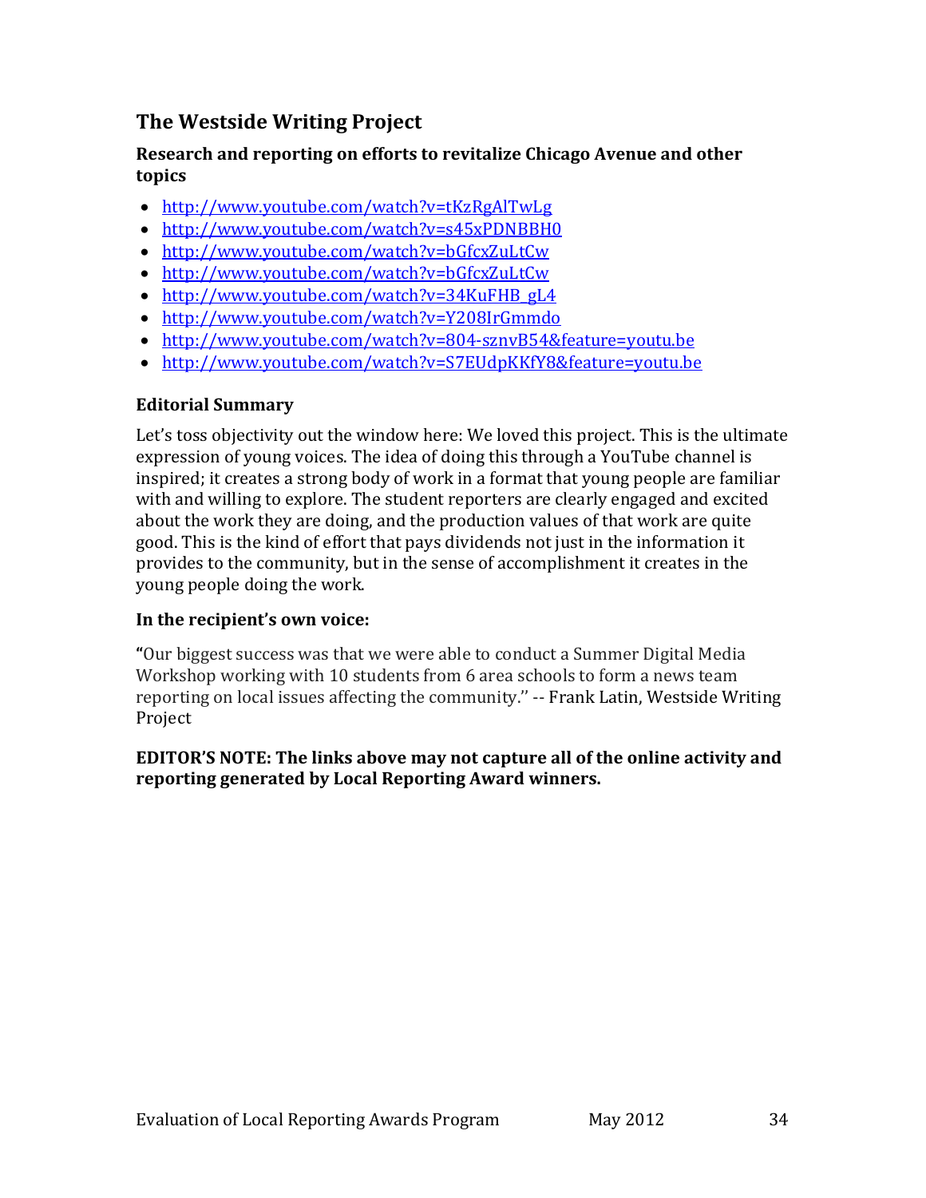## The Westside Writing Project

### Research and reporting on efforts to revitalize Chicago Avenue and other topics

- http://www.youtube.com/watch?v=tKzRgAlTwLg
- http://www.youtube.com/watch?v=s45xPDNBBH0
- http://www.youtube.com/watch?v=bGfcxZuLtCw
- http://www.youtube.com/watch?v=bGfcxZuLtCw
- http://www.youtube.com/watch?v=34KuFHB_gL4
- http://www.youtube.com/watch?v=Y208IrGmmdo
- http://www.youtube.com/watch?v=804-sznvB54&feature=youtu.be
- http://www.youtube.com/watch?v=S7EUdpKKfY8&feature=youtu.be

### Editorial Summary

Let's toss objectivity out the window here: We loved this project. This is the ultimate expression of young voices. The idea of doing this through a YouTube channel is inspired; it creates a strong body of work in a format that young people are familiar with and willing to explore. The student reporters are clearly engaged and excited about the work they are doing, and the production values of that work are quite good. This is the kind of effort that pays dividends not just in the information it provides to the community, but in the sense of accomplishment it creates in the young people doing the work.

### In the recipient's own voice:

"Our biggest success was that we were able to conduct a Summer Digital Media Workshop working with 10 students from 6 area schools to form a news team reporting on local issues affecting the community." -- Frank Latin, Westside Writing Project

**EDITOR'S NOTE: The links above may not capture all of the online activity and reporting generated by Local Reporting Award winners.**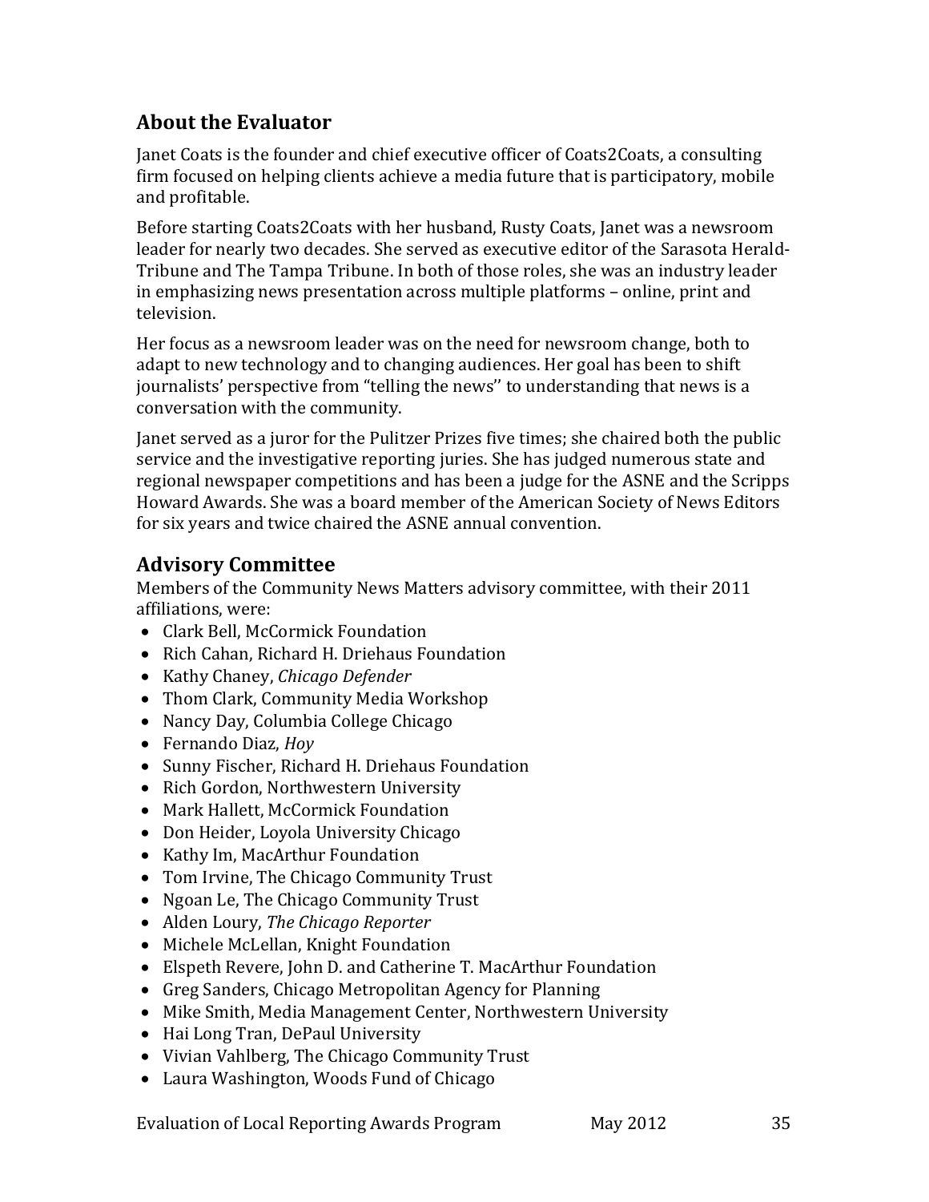## About the Evaluator

Janet Coats is the founder and chief executive officer of Coats2Coats, a consulting firm focused on helping clients achieve a media future that is participatory, mobile and profitable.

Before starting Coats2Coats with her husband, Rusty Coats, Janet was a newsroom leader for nearly two decades. She served as executive editor of the Sarasota Herald-Tribune and The Tampa Tribune. In both of those roles, she was an industry leader in emphasizing news presentation across multiple platforms – online, print and television.

Her focus as a newsroom leader was on the need for newsroom change, both to adapt to new technology and to changing audiences. Her goal has been to shift journalists' perspective from "telling the news'' to understanding that news is a conversation with the community.

Janet served as a juror for the Pulitzer Prizes five times; she chaired both the public service and the investigative reporting juries. She has judged numerous state and regional newspaper competitions and has been a judge for the ASNE and the Scripps Howard Awards. She was a board member of the American Society of News Editors for six years and twice chaired the ASNE annual convention.

## Advisory Committee

Members of the Community News Matters advisory committee, with their 2011 affiliations, were:

- Clark Bell, McCormick Foundation
- Rich Cahan, Richard H. Driehaus Foundation
- Kathy Chaney, *Chicago Defender*
- Thom Clark, Community Media Workshop
- Nancy Day, Columbia College Chicago
- Fernando Diaz, *Hoy*
- Sunny Fischer, Richard H. Driehaus Foundation
- Rich Gordon, Northwestern University
- Mark Hallett, McCormick Foundation
- Don Heider, Loyola University Chicago
- Kathy Im, MacArthur Foundation
- Tom Irvine, The Chicago Community Trust
- Ngoan Le, The Chicago Community Trust
- Alden Loury, *The Chicago Reporter*
- Michele McLellan, Knight Foundation
- Elspeth Revere, John D. and Catherine T. MacArthur Foundation
- Greg Sanders, Chicago Metropolitan Agency for Planning
- Mike Smith, Media Management Center, Northwestern University
- Hai Long Tran, DePaul University
- Vivian Vahlberg, The Chicago Community Trust
- Laura Washington, Woods Fund of Chicago